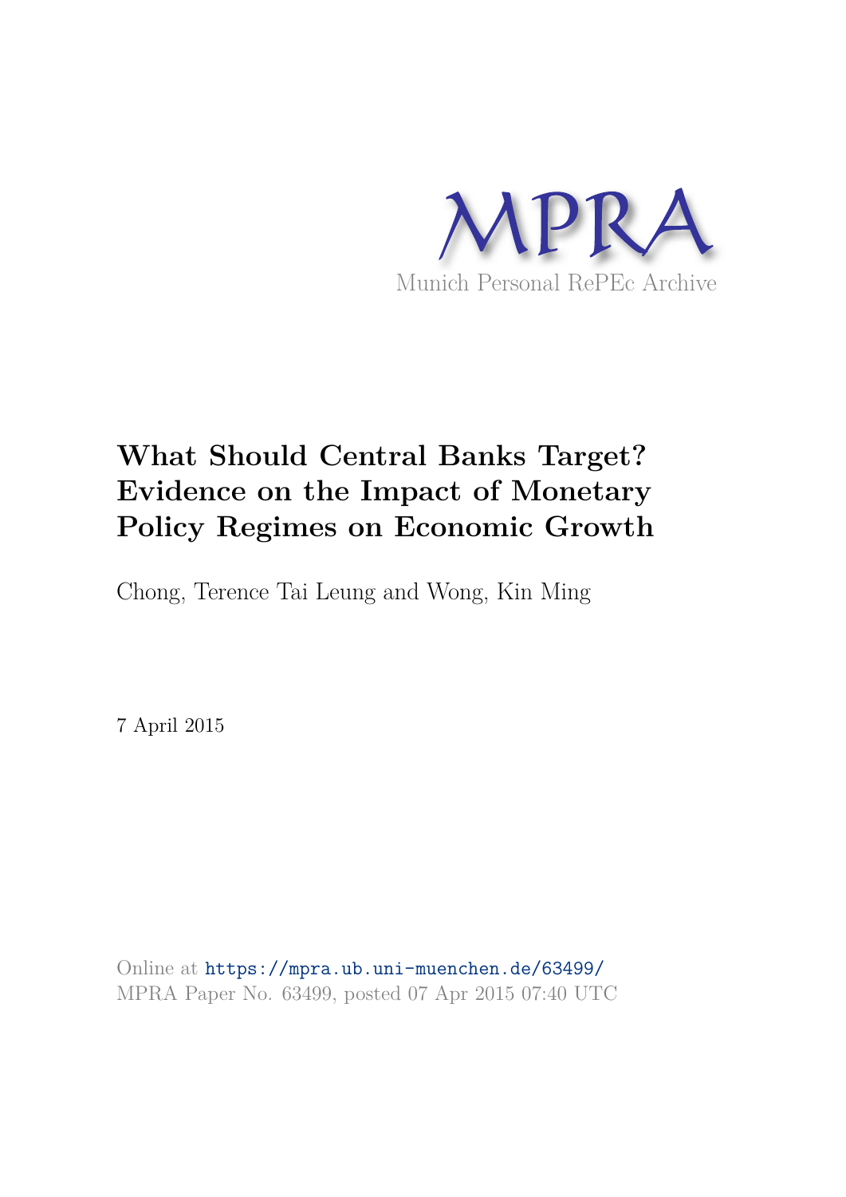MPRA

Munich Personal RePEc Archive

# What Should Central Banks Target? Evidence on the Impact of Monetary Policy Regimes on Economic Growth

Chong, Terence Tai Leung and Wong, Kin Ming

7 April 2015

Online at https://mpra.ub.uni-muenchen.de/63499/
MPRA Paper No. 63499, posted 07 Apr 2015 07:40 UTC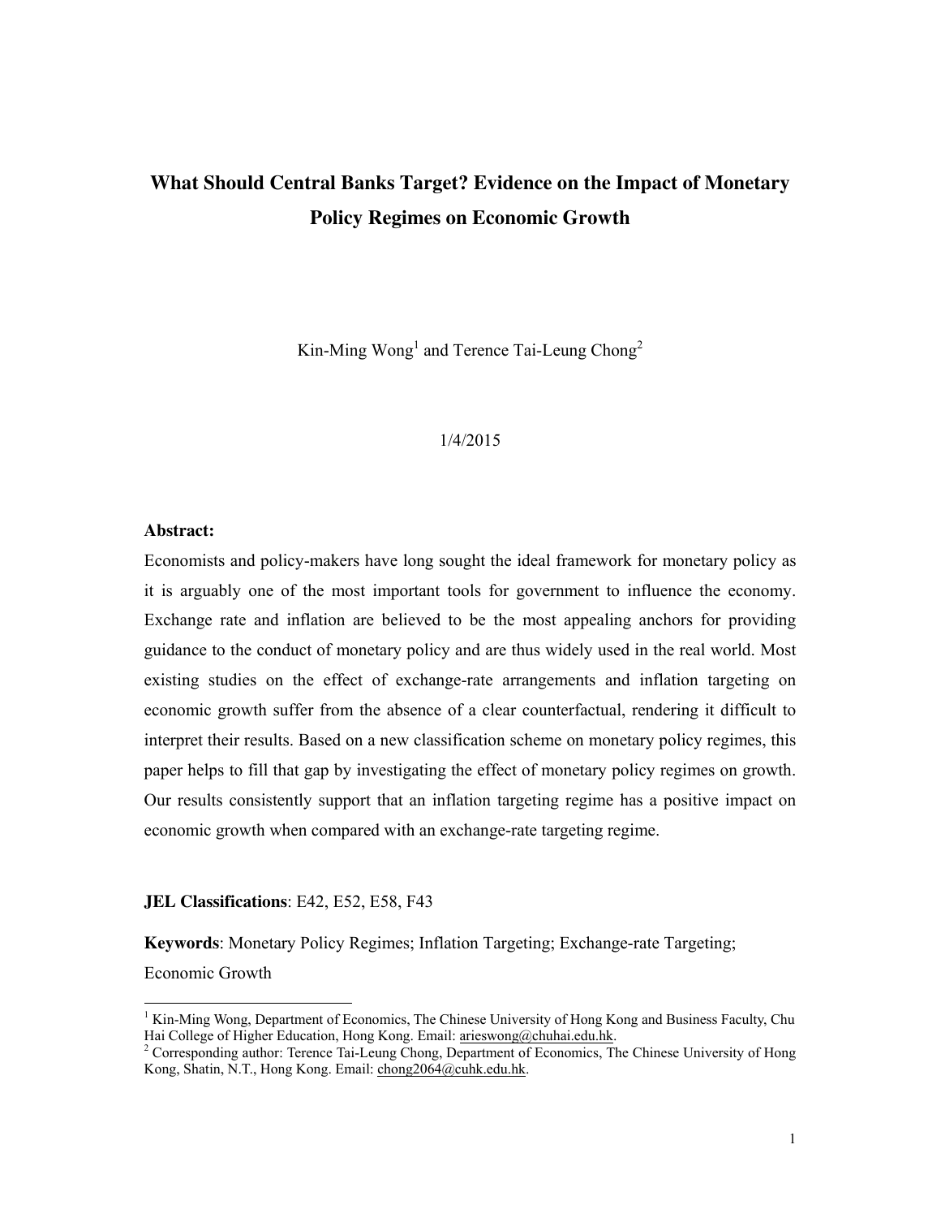# What Should Central Banks Target? Evidence on the Impact of Monetary Policy Regimes on Economic Growth

Kin-Ming Wong[1] and Terence Tai-Leung Chong[2]

1/4/2015

**Abstract:**

Economists and policy-makers have long sought the ideal framework for monetary policy as it is arguably one of the most important tools for government to influence the economy. Exchange rate and inflation are believed to be the most appealing anchors for providing guidance to the conduct of monetary policy and are thus widely used in the real world. Most existing studies on the effect of exchange-rate arrangements and inflation targeting on economic growth suffer from the absence of a clear counterfactual, rendering it difficult to interpret their results. Based on a new classification scheme on monetary policy regimes, this paper helps to fill that gap by investigating the effect of monetary policy regimes on growth. Our results consistently support that an inflation targeting regime has a positive impact on economic growth when compared with an exchange-rate targeting regime.

**JEL Classifications**: E42, E52, E58, F43

**Keywords**: Monetary Policy Regimes; Inflation Targeting; Exchange-rate Targeting; Economic Growth

---

[1] Kin-Ming Wong, Department of Economics, The Chinese University of Hong Kong and Business Faculty, Chu Hai College of Higher Education, Hong Kong. Email: arieswong@chuhai.edu.hk.

[2] Corresponding author: Terence Tai-Leung Chong, Department of Economics, The Chinese University of Hong Kong, Shatin, N.T., Hong Kong. Email: chong2064@cuhk.edu.hk.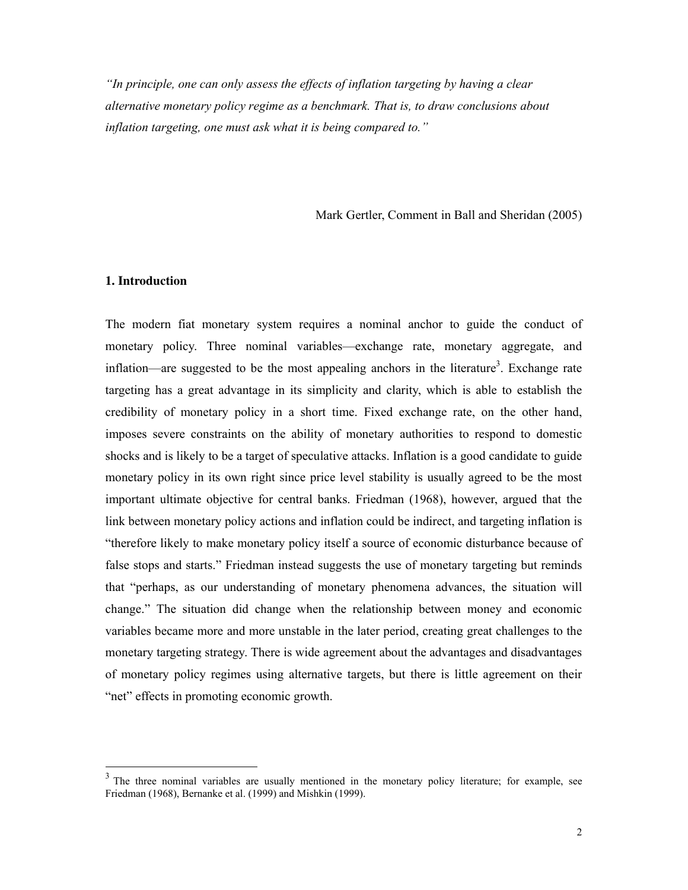*"In principle, one can only assess the effects of inflation targeting by having a clear alternative monetary policy regime as a benchmark. That is, to draw conclusions about inflation targeting, one must ask what it is being compared to."*

Mark Gertler, Comment in Ball and Sheridan (2005)

## 1. Introduction

The modern fiat monetary system requires a nominal anchor to guide the conduct of monetary policy. Three nominal variables—exchange rate, monetary aggregate, and inflation—are suggested to be the most appealing anchors in the literature[3]. Exchange rate targeting has a great advantage in its simplicity and clarity, which is able to establish the credibility of monetary policy in a short time. Fixed exchange rate, on the other hand, imposes severe constraints on the ability of monetary authorities to respond to domestic shocks and is likely to be a target of speculative attacks. Inflation is a good candidate to guide monetary policy in its own right since price level stability is usually agreed to be the most important ultimate objective for central banks. Friedman (1968), however, argued that the link between monetary policy actions and inflation could be indirect, and targeting inflation is "therefore likely to make monetary policy itself a source of economic disturbance because of false stops and starts." Friedman instead suggests the use of monetary targeting but reminds that "perhaps, as our understanding of monetary phenomena advances, the situation will change." The situation did change when the relationship between money and economic variables became more and more unstable in the later period, creating great challenges to the monetary targeting strategy. There is wide agreement about the advantages and disadvantages of monetary policy regimes using alternative targets, but there is little agreement on their "net" effects in promoting economic growth.

[3] The three nominal variables are usually mentioned in the monetary policy literature; for example, see Friedman (1968), Bernanke et al. (1999) and Mishkin (1999).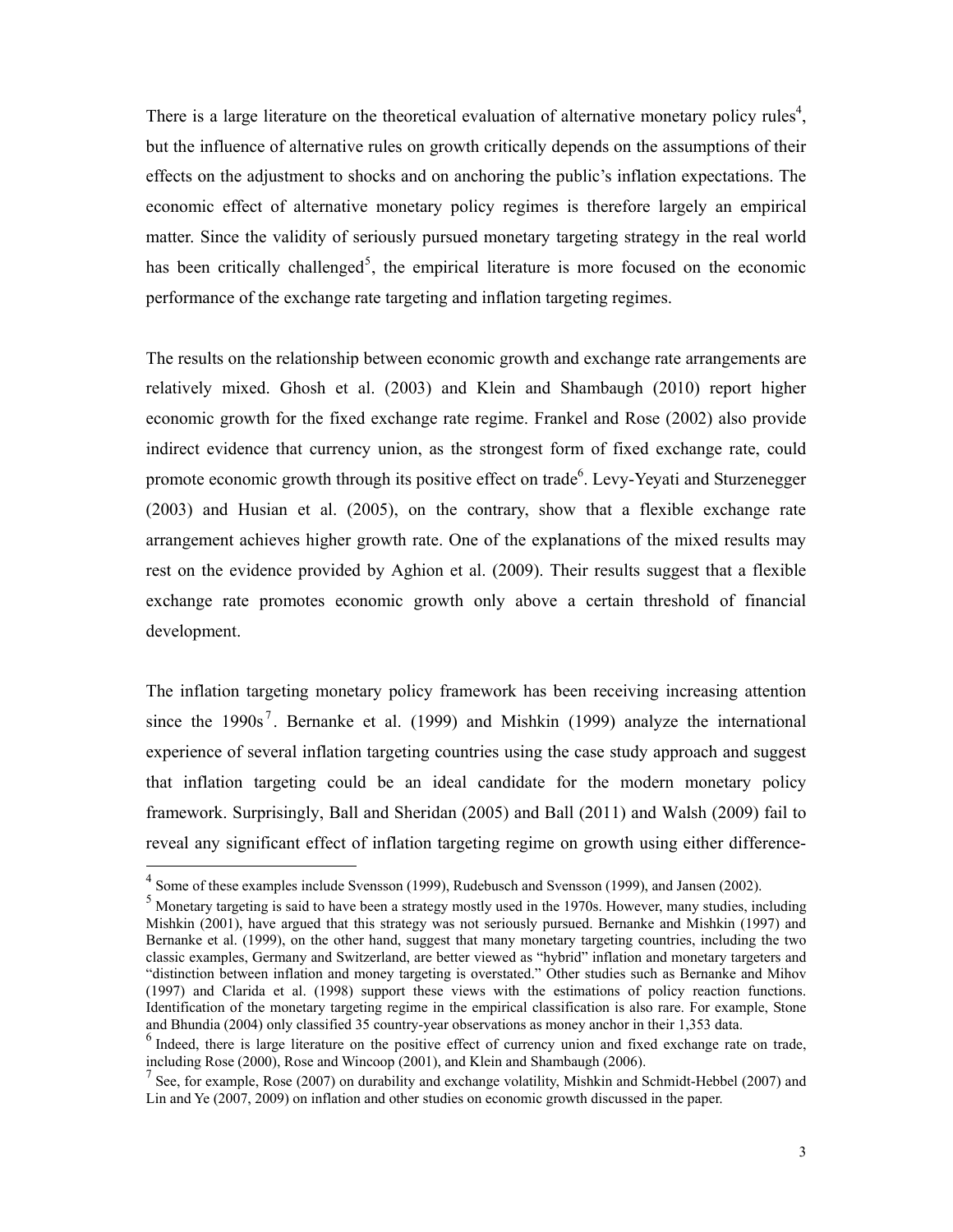There is a large literature on the theoretical evaluation of alternative monetary policy rules[4], but the influence of alternative rules on growth critically depends on the assumptions of their effects on the adjustment to shocks and on anchoring the public's inflation expectations. The economic effect of alternative monetary policy regimes is therefore largely an empirical matter. Since the validity of seriously pursued monetary targeting strategy in the real world has been critically challenged[5], the empirical literature is more focused on the economic performance of the exchange rate targeting and inflation targeting regimes.

The results on the relationship between economic growth and exchange rate arrangements are relatively mixed. Ghosh et al. (2003) and Klein and Shambaugh (2010) report higher economic growth for the fixed exchange rate regime. Frankel and Rose (2002) also provide indirect evidence that currency union, as the strongest form of fixed exchange rate, could promote economic growth through its positive effect on trade[6]. Levy-Yeyati and Sturzenegger (2003) and Husian et al. (2005), on the contrary, show that a flexible exchange rate arrangement achieves higher growth rate. One of the explanations of the mixed results may rest on the evidence provided by Aghion et al. (2009). Their results suggest that a flexible exchange rate promotes economic growth only above a certain threshold of financial development.

The inflation targeting monetary policy framework has been receiving increasing attention since the 1990s[7]. Bernanke et al. (1999) and Mishkin (1999) analyze the international experience of several inflation targeting countries using the case study approach and suggest that inflation targeting could be an ideal candidate for the modern monetary policy framework. Surprisingly, Ball and Sheridan (2005) and Ball (2011) and Walsh (2009) fail to reveal any significant effect of inflation targeting regime on growth using either difference-

[4] Some of these examples include Svensson (1999), Rudebusch and Svensson (1999), and Jansen (2002).

[5] Monetary targeting is said to have been a strategy mostly used in the 1970s. However, many studies, including Mishkin (2001), have argued that this strategy was not seriously pursued. Bernanke and Mishkin (1997) and Bernanke et al. (1999), on the other hand, suggest that many monetary targeting countries, including the two classic examples, Germany and Switzerland, are better viewed as "hybrid" inflation and monetary targeters and "distinction between inflation and money targeting is overstated." Other studies such as Bernanke and Mihov (1997) and Clarida et al. (1998) support these views with the estimations of policy reaction functions. Identification of the monetary targeting regime in the empirical classification is also rare. For example, Stone and Bhundia (2004) only classified 35 country-year observations as money anchor in their 1,353 data.

[6] Indeed, there is large literature on the positive effect of currency union and fixed exchange rate on trade, including Rose (2000), Rose and Wincoop (2001), and Klein and Shambaugh (2006).

[7] See, for example, Rose (2007) on durability and exchange volatility, Mishkin and Schmidt-Hebbel (2007) and Lin and Ye (2007, 2009) on inflation and other studies on economic growth discussed in the paper.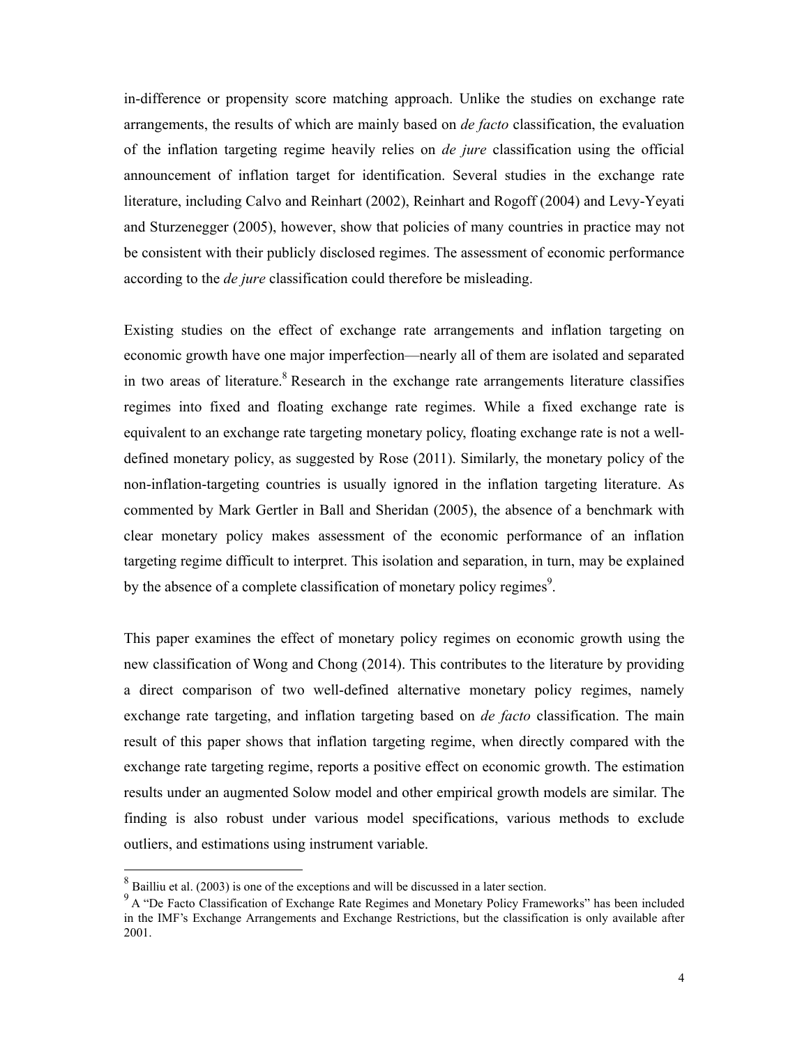in-difference or propensity score matching approach. Unlike the studies on exchange rate arrangements, the results of which are mainly based on *de facto* classification, the evaluation of the inflation targeting regime heavily relies on *de jure* classification using the official announcement of inflation target for identification. Several studies in the exchange rate literature, including Calvo and Reinhart (2002), Reinhart and Rogoff (2004) and Levy-Yeyati and Sturzenegger (2005), however, show that policies of many countries in practice may not be consistent with their publicly disclosed regimes. The assessment of economic performance according to the *de jure* classification could therefore be misleading.

Existing studies on the effect of exchange rate arrangements and inflation targeting on economic growth have one major imperfection—nearly all of them are isolated and separated in two areas of literature.[8] Research in the exchange rate arrangements literature classifies regimes into fixed and floating exchange rate regimes. While a fixed exchange rate is equivalent to an exchange rate targeting monetary policy, floating exchange rate is not a well-defined monetary policy, as suggested by Rose (2011). Similarly, the monetary policy of the non-inflation-targeting countries is usually ignored in the inflation targeting literature. As commented by Mark Gertler in Ball and Sheridan (2005), the absence of a benchmark with clear monetary policy makes assessment of the economic performance of an inflation targeting regime difficult to interpret. This isolation and separation, in turn, may be explained by the absence of a complete classification of monetary policy regimes[9].

This paper examines the effect of monetary policy regimes on economic growth using the new classification of Wong and Chong (2014). This contributes to the literature by providing a direct comparison of two well-defined alternative monetary policy regimes, namely exchange rate targeting, and inflation targeting based on *de facto* classification. The main result of this paper shows that inflation targeting regime, when directly compared with the exchange rate targeting regime, reports a positive effect on economic growth. The estimation results under an augmented Solow model and other empirical growth models are similar. The finding is also robust under various model specifications, various methods to exclude outliers, and estimations using instrument variable.

---

[8] Bailliu et al. (2003) is one of the exceptions and will be discussed in a later section.

[9] A "De Facto Classification of Exchange Rate Regimes and Monetary Policy Frameworks" has been included in the IMF's Exchange Arrangements and Exchange Restrictions, but the classification is only available after 2001.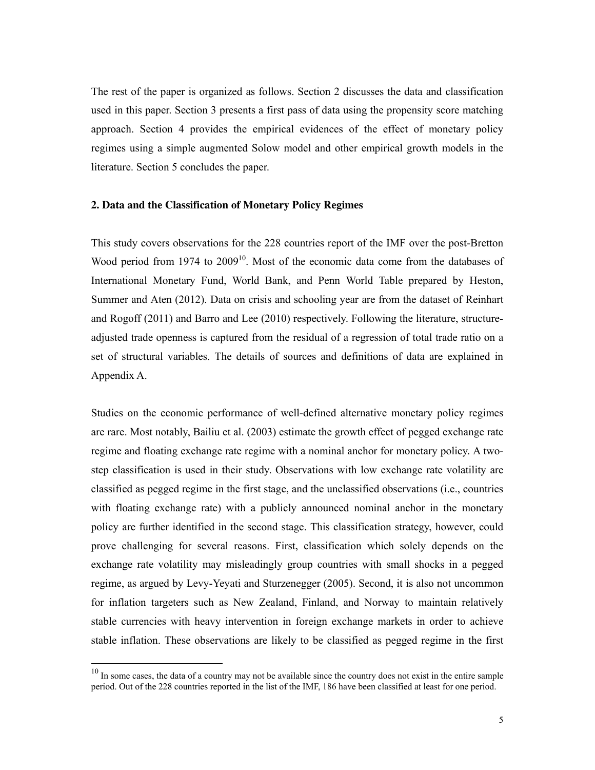The rest of the paper is organized as follows. Section 2 discusses the data and classification used in this paper. Section 3 presents a first pass of data using the propensity score matching approach. Section 4 provides the empirical evidences of the effect of monetary policy regimes using a simple augmented Solow model and other empirical growth models in the literature. Section 5 concludes the paper.

## 2. Data and the Classification of Monetary Policy Regimes

This study covers observations for the 228 countries report of the IMF over the post-Bretton Wood period from 1974 to 2009[10]. Most of the economic data come from the databases of International Monetary Fund, World Bank, and Penn World Table prepared by Heston, Summer and Aten (2012). Data on crisis and schooling year are from the dataset of Reinhart and Rogoff (2011) and Barro and Lee (2010) respectively. Following the literature, structure-adjusted trade openness is captured from the residual of a regression of total trade ratio on a set of structural variables. The details of sources and definitions of data are explained in Appendix A.

Studies on the economic performance of well-defined alternative monetary policy regimes are rare. Most notably, Bailiu et al. (2003) estimate the growth effect of pegged exchange rate regime and floating exchange rate regime with a nominal anchor for monetary policy. A two-step classification is used in their study. Observations with low exchange rate volatility are classified as pegged regime in the first stage, and the unclassified observations (i.e., countries with floating exchange rate) with a publicly announced nominal anchor in the monetary policy are further identified in the second stage. This classification strategy, however, could prove challenging for several reasons. First, classification which solely depends on the exchange rate volatility may misleadingly group countries with small shocks in a pegged regime, as argued by Levy-Yeyati and Sturzenegger (2005). Second, it is also not uncommon for inflation targeters such as New Zealand, Finland, and Norway to maintain relatively stable currencies with heavy intervention in foreign exchange markets in order to achieve stable inflation. These observations are likely to be classified as pegged regime in the first

[10] In some cases, the data of a country may not be available since the country does not exist in the entire sample period. Out of the 228 countries reported in the list of the IMF, 186 have been classified at least for one period.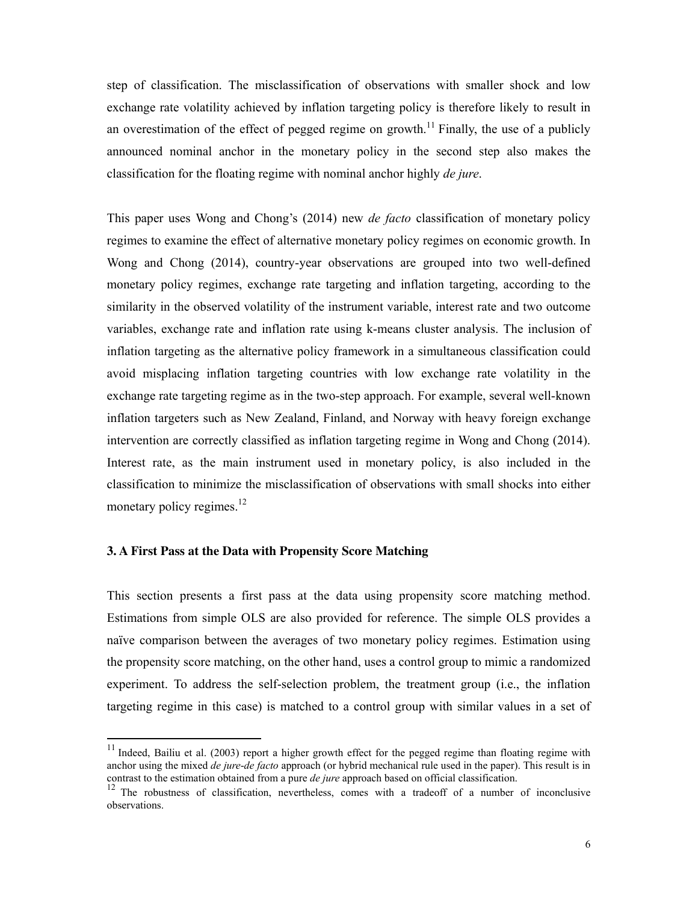step of classification. The misclassification of observations with smaller shock and low exchange rate volatility achieved by inflation targeting policy is therefore likely to result in an overestimation of the effect of pegged regime on growth.[11] Finally, the use of a publicly announced nominal anchor in the monetary policy in the second step also makes the classification for the floating regime with nominal anchor highly *de jure*.

This paper uses Wong and Chong's (2014) new *de facto* classification of monetary policy regimes to examine the effect of alternative monetary policy regimes on economic growth. In Wong and Chong (2014), country-year observations are grouped into two well-defined monetary policy regimes, exchange rate targeting and inflation targeting, according to the similarity in the observed volatility of the instrument variable, interest rate and two outcome variables, exchange rate and inflation rate using k-means cluster analysis. The inclusion of inflation targeting as the alternative policy framework in a simultaneous classification could avoid misplacing inflation targeting countries with low exchange rate volatility in the exchange rate targeting regime as in the two-step approach. For example, several well-known inflation targeters such as New Zealand, Finland, and Norway with heavy foreign exchange intervention are correctly classified as inflation targeting regime in Wong and Chong (2014). Interest rate, as the main instrument used in monetary policy, is also included in the classification to minimize the misclassification of observations with small shocks into either monetary policy regimes.[12]

### 3. A First Pass at the Data with Propensity Score Matching

This section presents a first pass at the data using propensity score matching method. Estimations from simple OLS are also provided for reference. The simple OLS provides a naïve comparison between the averages of two monetary policy regimes. Estimation using the propensity score matching, on the other hand, uses a control group to mimic a randomized experiment. To address the self-selection problem, the treatment group (i.e., the inflation targeting regime in this case) is matched to a control group with similar values in a set of

[11] Indeed, Bailiu et al. (2003) report a higher growth effect for the pegged regime than floating regime with anchor using the mixed *de jure-de facto* approach (or hybrid mechanical rule used in the paper). This result is in contrast to the estimation obtained from a pure *de jure* approach based on official classification.

[12] The robustness of classification, nevertheless, comes with a tradeoff of a number of inconclusive observations.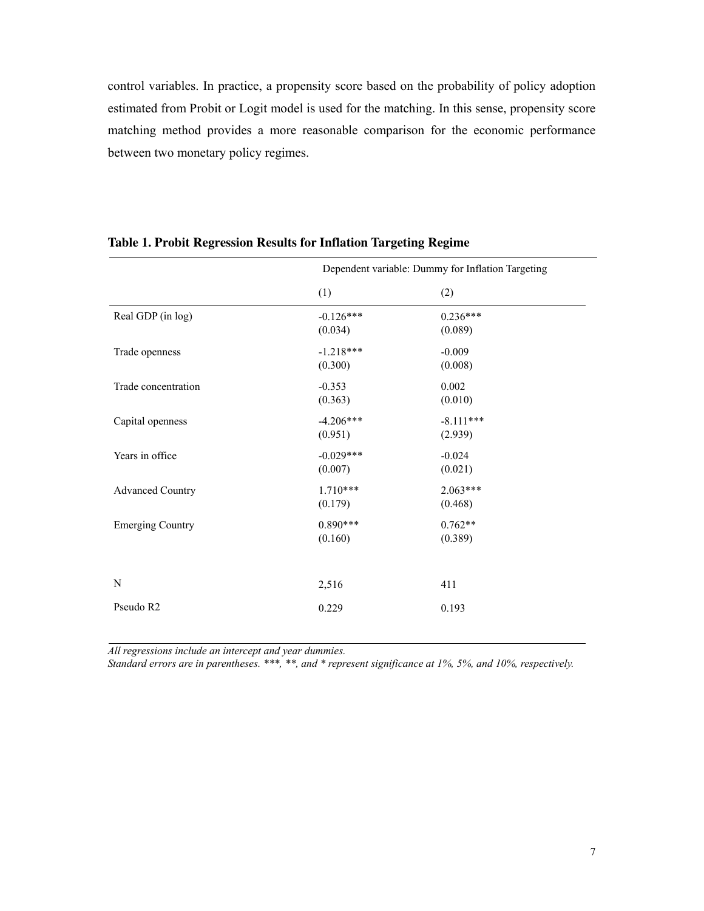control variables. In practice, a propensity score based on the probability of policy adoption estimated from Probit or Logit model is used for the matching. In this sense, propensity score matching method provides a more reasonable comparison for the economic performance between two monetary policy regimes.

**Table 1. Probit Regression Results for Inflation Targeting Regime**

| | Dependent variable: Dummy for Inflation Targeting | |
|---|---|---|
| | (1) | (2) |
| Real GDP (in log) | -0.126*** | 0.236*** |
| | (0.034) | (0.089) |
| Trade openness | -1.218*** | -0.009 |
| | (0.300) | (0.008) |
| Trade concentration | -0.353 | 0.002 |
| | (0.363) | (0.010) |
| Capital openness | -4.206*** | -8.111*** |
| | (0.951) | (2.939) |
| Years in office | -0.029*** | -0.024 |
| | (0.007) | (0.021) |
| Advanced Country | 1.710*** | 2.063*** |
| | (0.179) | (0.468) |
| Emerging Country | 0.890*** | 0.762** |
| | (0.160) | (0.389) |
| N | 2,516 | 411 |
| Pseudo R2 | 0.229 | 0.193 |

*All regressions include an intercept and year dummies.*
*Standard errors are in parentheses. ***, **, and * represent significance at 1%, 5%, and 10%, respectively.*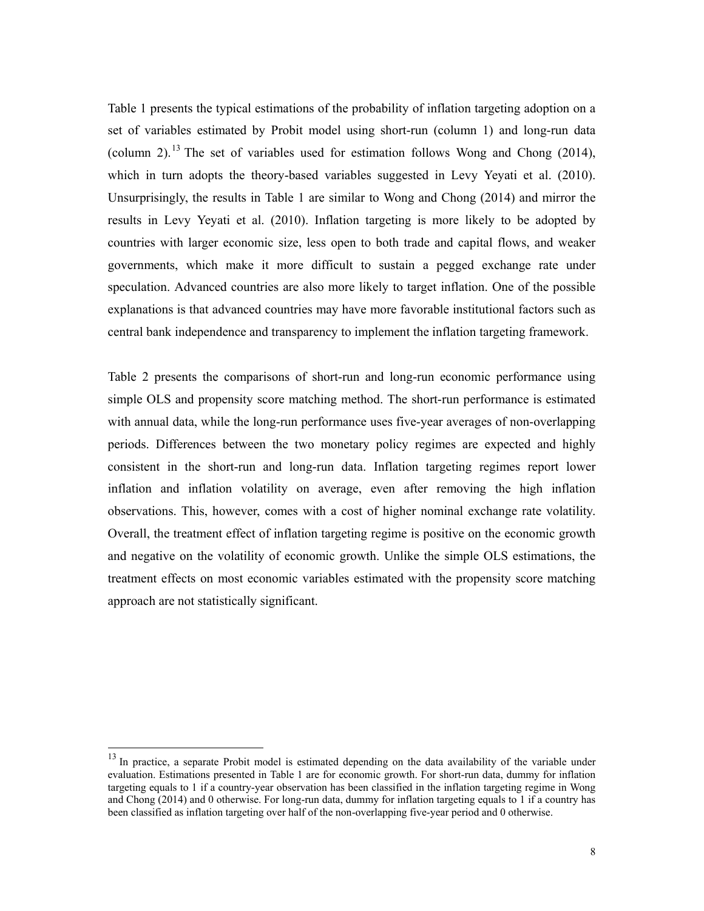Table 1 presents the typical estimations of the probability of inflation targeting adoption on a set of variables estimated by Probit model using short-run (column 1) and long-run data (column 2).[13] The set of variables used for estimation follows Wong and Chong (2014), which in turn adopts the theory-based variables suggested in Levy Yeyati et al. (2010). Unsurprisingly, the results in Table 1 are similar to Wong and Chong (2014) and mirror the results in Levy Yeyati et al. (2010). Inflation targeting is more likely to be adopted by countries with larger economic size, less open to both trade and capital flows, and weaker governments, which make it more difficult to sustain a pegged exchange rate under speculation. Advanced countries are also more likely to target inflation. One of the possible explanations is that advanced countries may have more favorable institutional factors such as central bank independence and transparency to implement the inflation targeting framework.

Table 2 presents the comparisons of short-run and long-run economic performance using simple OLS and propensity score matching method. The short-run performance is estimated with annual data, while the long-run performance uses five-year averages of non-overlapping periods. Differences between the two monetary policy regimes are expected and highly consistent in the short-run and long-run data. Inflation targeting regimes report lower inflation and inflation volatility on average, even after removing the high inflation observations. This, however, comes with a cost of higher nominal exchange rate volatility. Overall, the treatment effect of inflation targeting regime is positive on the economic growth and negative on the volatility of economic growth. Unlike the simple OLS estimations, the treatment effects on most economic variables estimated with the propensity score matching approach are not statistically significant.

[13] In practice, a separate Probit model is estimated depending on the data availability of the variable under evaluation. Estimations presented in Table 1 are for economic growth. For short-run data, dummy for inflation targeting equals to 1 if a country-year observation has been classified in the inflation targeting regime in Wong and Chong (2014) and 0 otherwise. For long-run data, dummy for inflation targeting equals to 1 if a country has been classified as inflation targeting over half of the non-overlapping five-year period and 0 otherwise.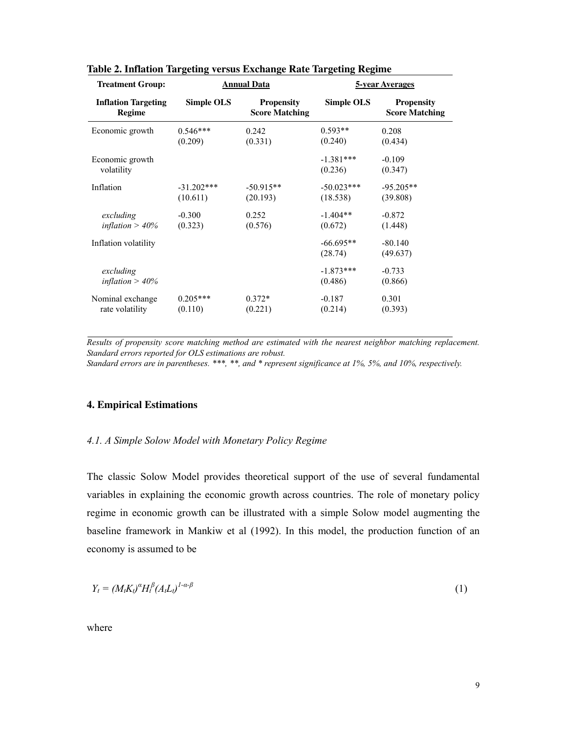**Table 2. Inflation Targeting versus Exchange Rate Targeting Regime**

| Treatment Group: | Annual Data | | 5-year Averages | |
|---|---|---|---|---|
| **Inflation Targeting Regime** | **Simple OLS** | **Propensity Score Matching** | **Simple OLS** | **Propensity Score Matching** |
| Economic growth | 0.546***<br>(0.209) | 0.242<br>(0.331) | 0.593**<br>(0.240) | 0.208<br>(0.434) |
| Economic growth volatility | | | -1.381***<br>(0.236) | -0.109<br>(0.347) |
| Inflation | -31.202***<br>(10.611) | -50.915**<br>(20.193) | -50.023***<br>(18.538) | -95.205**<br>(39.808) |
| *excluding inflation > 40%* | -0.300<br>(0.323) | 0.252<br>(0.576) | -1.404**<br>(0.672) | -0.872<br>(1.448) |
| Inflation volatility | | | -66.695**<br>(28.74) | -80.140<br>(49.637) |
| *excluding inflation > 40%* | | | -1.873***<br>(0.486) | -0.733<br>(0.866) |
| Nominal exchange rate volatility | 0.205***<br>(0.110) | 0.372*<br>(0.221) | -0.187<br>(0.214) | 0.301<br>(0.393) |

*Results of propensity score matching method are estimated with the nearest neighbor matching replacement. Standard errors reported for OLS estimations are robust.*
*Standard errors are in parentheses. ***, **, and * represent significance at 1%, 5%, and 10%, respectively.*

## 4. Empirical Estimations

### *4.1. A Simple Solow Model with Monetary Policy Regime*

The classic Solow Model provides theoretical support of the use of several fundamental variables in explaining the economic growth across countries. The role of monetary policy regime in economic growth can be illustrated with a simple Solow model augmenting the baseline framework in Mankiw et al (1992). In this model, the production function of an economy is assumed to be

$$Y_t = (M_t K_t)^{\alpha} H_t^{\beta} (A_t L_t)^{1-\alpha-\beta} \tag{1}$$

where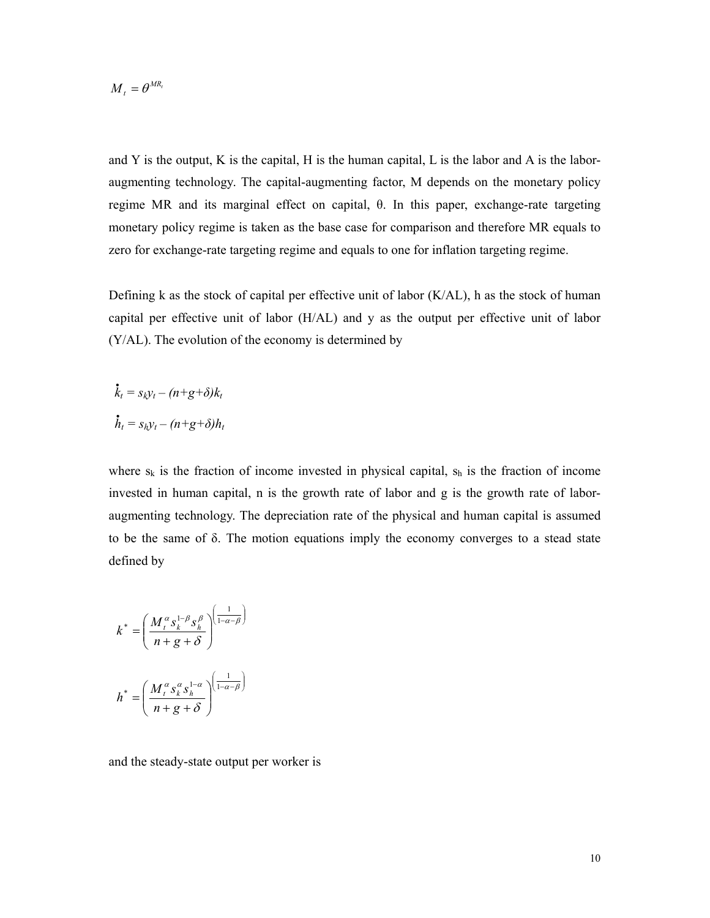$$M_t = \theta^{MR_t}$$

and Y is the output, K is the capital, H is the human capital, L is the labor and A is the labor-augmenting technology. The capital-augmenting factor, M depends on the monetary policy regime MR and its marginal effect on capital, θ. In this paper, exchange-rate targeting monetary policy regime is taken as the base case for comparison and therefore MR equals to zero for exchange-rate targeting regime and equals to one for inflation targeting regime.

Defining k as the stock of capital per effective unit of labor (K/AL), h as the stock of human capital per effective unit of labor (H/AL) and y as the output per effective unit of labor (Y/AL). The evolution of the economy is determined by

$$\dot{k}_t = s_k y_t - (n+g+\delta)k_t$$

$$\dot{h}_t = s_h y_t - (n+g+\delta)h_t$$

where $s_k$ is the fraction of income invested in physical capital, $s_h$ is the fraction of income invested in human capital, n is the growth rate of labor and g is the growth rate of labor-augmenting technology. The depreciation rate of the physical and human capital is assumed to be the same of δ. The motion equations imply the economy converges to a stead state defined by

$$k^* = \left( \frac{M_t^{\alpha} s_k^{1-\beta} s_h^{\beta}}{n+g+\delta} \right)^{\left(\frac{1}{1-\alpha-\beta}\right)}$$

$$h^* = \left( \frac{M_t^{\alpha} s_k^{\alpha} s_h^{1-\alpha}}{n+g+\delta} \right)^{\left(\frac{1}{1-\alpha-\beta}\right)}$$

and the steady-state output per worker is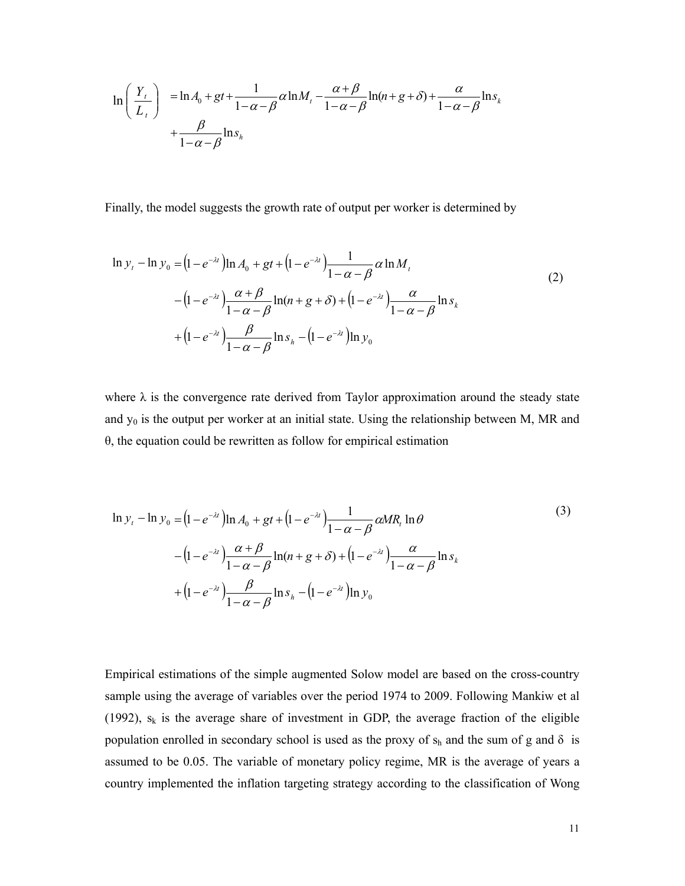$$\ln\left(\frac{Y_t}{L_t}\right) = \ln A_0 + gt + \frac{1}{1-\alpha-\beta}\alpha \ln M_t - \frac{\alpha+\beta}{1-\alpha-\beta}\ln(n+g+\delta) + \frac{\alpha}{1-\alpha-\beta}\ln s_k + \frac{\beta}{1-\alpha-\beta}\ln s_h$$

Finally, the model suggests the growth rate of output per worker is determined by

$$\begin{aligned} \ln y_t - \ln y_0 = & \left(1-e^{-\lambda t}\right)\ln A_0 + gt + \left(1-e^{-\lambda t}\right)\frac{1}{1-\alpha-\beta}\alpha \ln M_t \\ & - \left(1-e^{-\lambda t}\right)\frac{\alpha+\beta}{1-\alpha-\beta}\ln(n+g+\delta) + \left(1-e^{-\lambda t}\right)\frac{\alpha}{1-\alpha-\beta}\ln s_k \\ & + \left(1-e^{-\lambda t}\right)\frac{\beta}{1-\alpha-\beta}\ln s_h - \left(1-e^{-\lambda t}\right)\ln y_0 \end{aligned} \tag{2}$$

where λ is the convergence rate derived from Taylor approximation around the steady state and $y_0$ is the output per worker at an initial state. Using the relationship between M, MR and θ, the equation could be rewritten as follow for empirical estimation

$$\begin{aligned} \ln y_t - \ln y_0 = & \left(1-e^{-\lambda t}\right)\ln A_0 + gt + \left(1-e^{-\lambda t}\right)\frac{1}{1-\alpha-\beta}\alpha MR_t \ln\theta \\ & - \left(1-e^{-\lambda t}\right)\frac{\alpha+\beta}{1-\alpha-\beta}\ln(n+g+\delta) + \left(1-e^{-\lambda t}\right)\frac{\alpha}{1-\alpha-\beta}\ln s_k \\ & + \left(1-e^{-\lambda t}\right)\frac{\beta}{1-\alpha-\beta}\ln s_h - \left(1-e^{-\lambda t}\right)\ln y_0 \end{aligned} \tag{3}$$

Empirical estimations of the simple augmented Solow model are based on the cross-country sample using the average of variables over the period 1974 to 2009. Following Mankiw et al (1992), $s_k$ is the average share of investment in GDP, the average fraction of the eligible population enrolled in secondary school is used as the proxy of $s_h$ and the sum of g and δ is assumed to be 0.05. The variable of monetary policy regime, MR is the average of years a country implemented the inflation targeting strategy according to the classification of Wong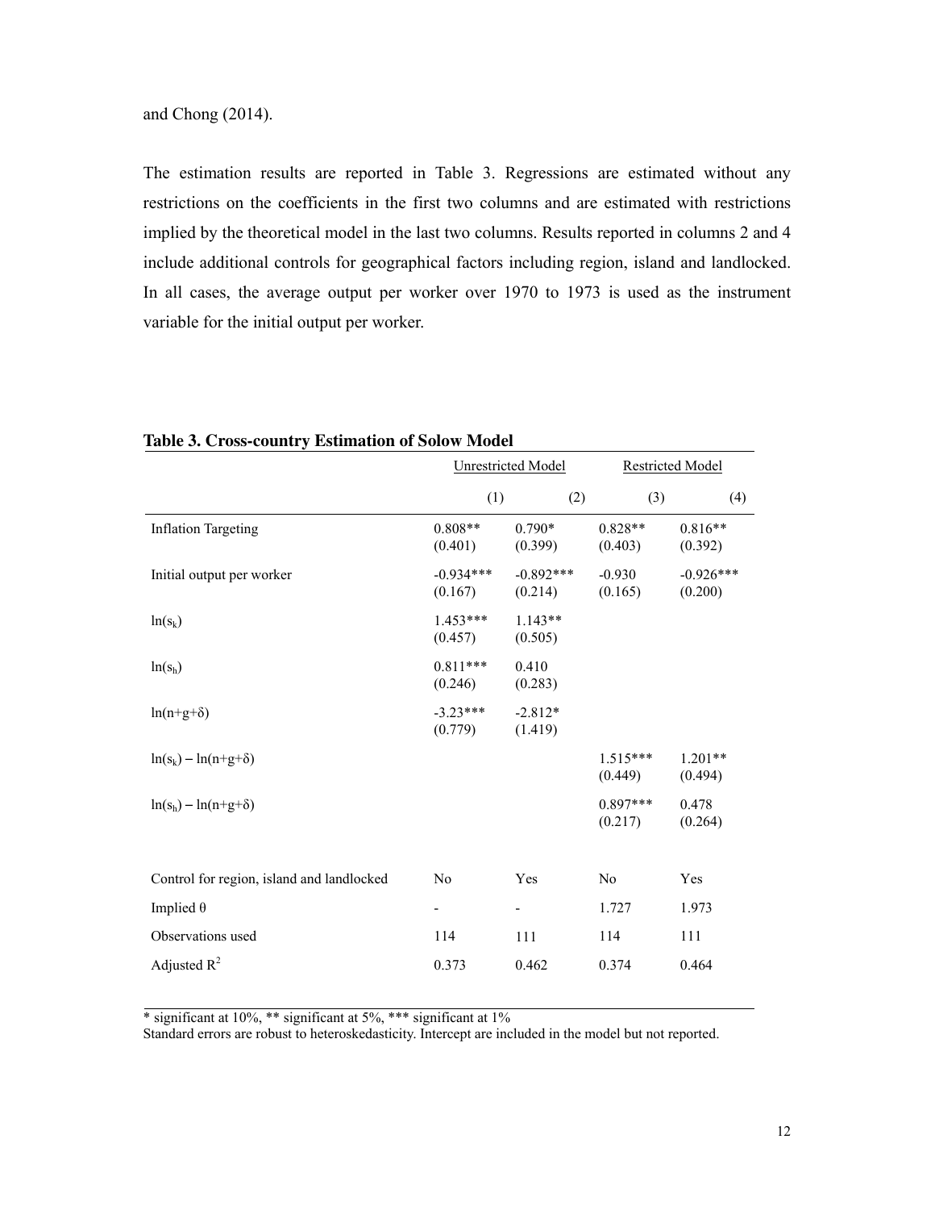and Chong (2014).

The estimation results are reported in Table 3. Regressions are estimated without any restrictions on the coefficients in the first two columns and are estimated with restrictions implied by the theoretical model in the last two columns. Results reported in columns 2 and 4 include additional controls for geographical factors including region, island and landlocked. In all cases, the average output per worker over 1970 to 1973 is used as the instrument variable for the initial output per worker.

**Table 3. Cross-country Estimation of Solow Model**

| | Unrestricted Model | | Restricted Model | |
|---|---|---|---|---|
| | (1) | (2) | (3) | (4) |
| Inflation Targeting | 0.808** (0.401) | 0.790* (0.399) | 0.828** (0.403) | 0.816** (0.392) |
| Initial output per worker | -0.934*** (0.167) | -0.892*** (0.214) | -0.930 (0.165) | -0.926*** (0.200) |
| $\ln(s_k)$ | 1.453*** (0.457) | 1.143** (0.505) | | |
| $\ln(s_h)$ | 0.811*** (0.246) | 0.410 (0.283) | | |
| $\ln(n+g+\delta)$ | -3.23*** (0.779) | -2.812* (1.419) | | |
| $\ln(s_k) - \ln(n+g+\delta)$ | | | 1.515*** (0.449) | 1.201** (0.494) |
| $\ln(s_h) - \ln(n+g+\delta)$ | | | 0.897*** (0.217) | 0.478 (0.264) |
| Control for region, island and landlocked | No | Yes | No | Yes |
| Implied $\theta$ | - | - | 1.727 | 1.973 |
| Observations used | 114 | 111 | 114 | 111 |
| Adjusted $R^2$ | 0.373 | 0.462 | 0.374 | 0.464 |

* significant at 10%, ** significant at 5%, *** significant at 1%

Standard errors are robust to heteroskedasticity. Intercept are included in the model but not reported.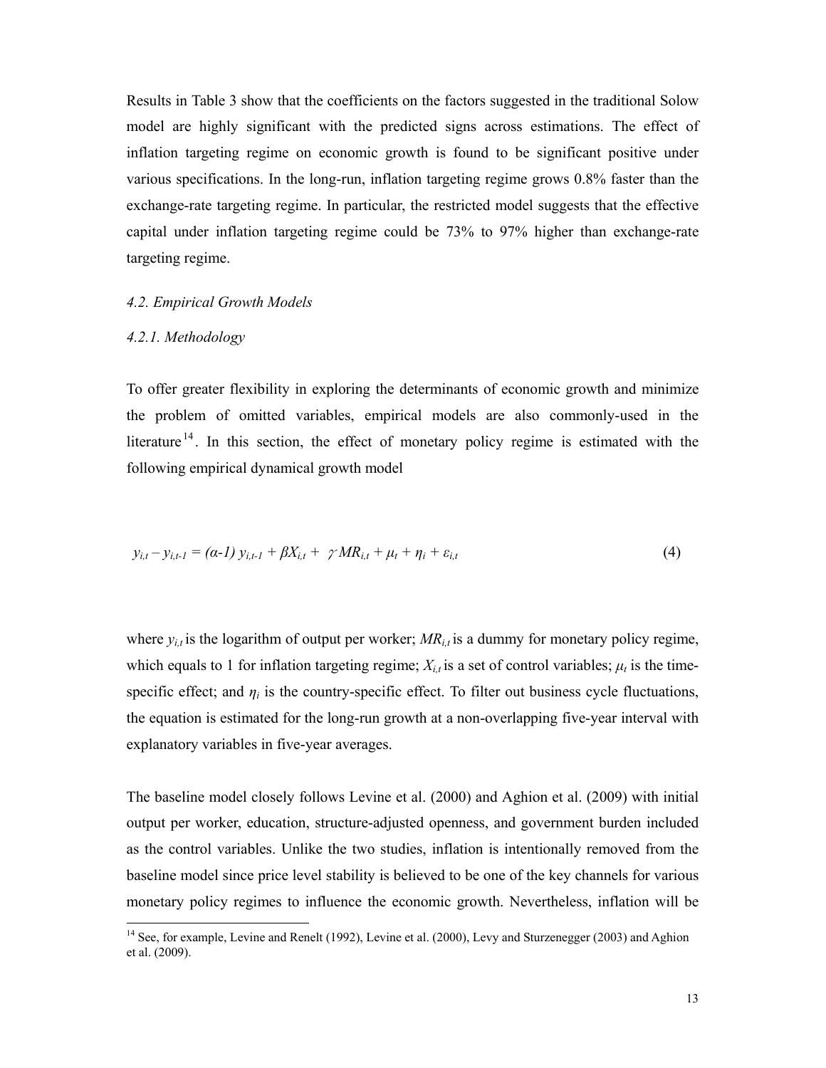Results in Table 3 show that the coefficients on the factors suggested in the traditional Solow model are highly significant with the predicted signs across estimations. The effect of inflation targeting regime on economic growth is found to be significant positive under various specifications. In the long-run, inflation targeting regime grows 0.8% faster than the exchange-rate targeting regime. In particular, the restricted model suggests that the effective capital under inflation targeting regime could be 73% to 97% higher than exchange-rate targeting regime.

### *4.2. Empirical Growth Models*

#### *4.2.1. Methodology*

To offer greater flexibility in exploring the determinants of economic growth and minimize the problem of omitted variables, empirical models are also commonly-used in the literature[14]. In this section, the effect of monetary policy regime is estimated with the following empirical dynamical growth model

$$y_{i,t} - y_{i,t-1} = (\alpha\text{-}1)\, y_{i,t-1} + \beta X_{i,t} + \gamma MR_{i,t} + \mu_t + \eta_i + \varepsilon_{i,t} \tag{4}$$

where $y_{i,t}$ is the logarithm of output per worker; $MR_{i,t}$ is a dummy for monetary policy regime, which equals to 1 for inflation targeting regime; $X_{i,t}$ is a set of control variables; $\mu_t$ is the time-specific effect; and $\eta_i$ is the country-specific effect. To filter out business cycle fluctuations, the equation is estimated for the long-run growth at a non-overlapping five-year interval with explanatory variables in five-year averages.

The baseline model closely follows Levine et al. (2000) and Aghion et al. (2009) with initial output per worker, education, structure-adjusted openness, and government burden included as the control variables. Unlike the two studies, inflation is intentionally removed from the baseline model since price level stability is believed to be one of the key channels for various monetary policy regimes to influence the economic growth. Nevertheless, inflation will be

[14] See, for example, Levine and Renelt (1992), Levine et al. (2000), Levy and Sturzenegger (2003) and Aghion et al. (2009).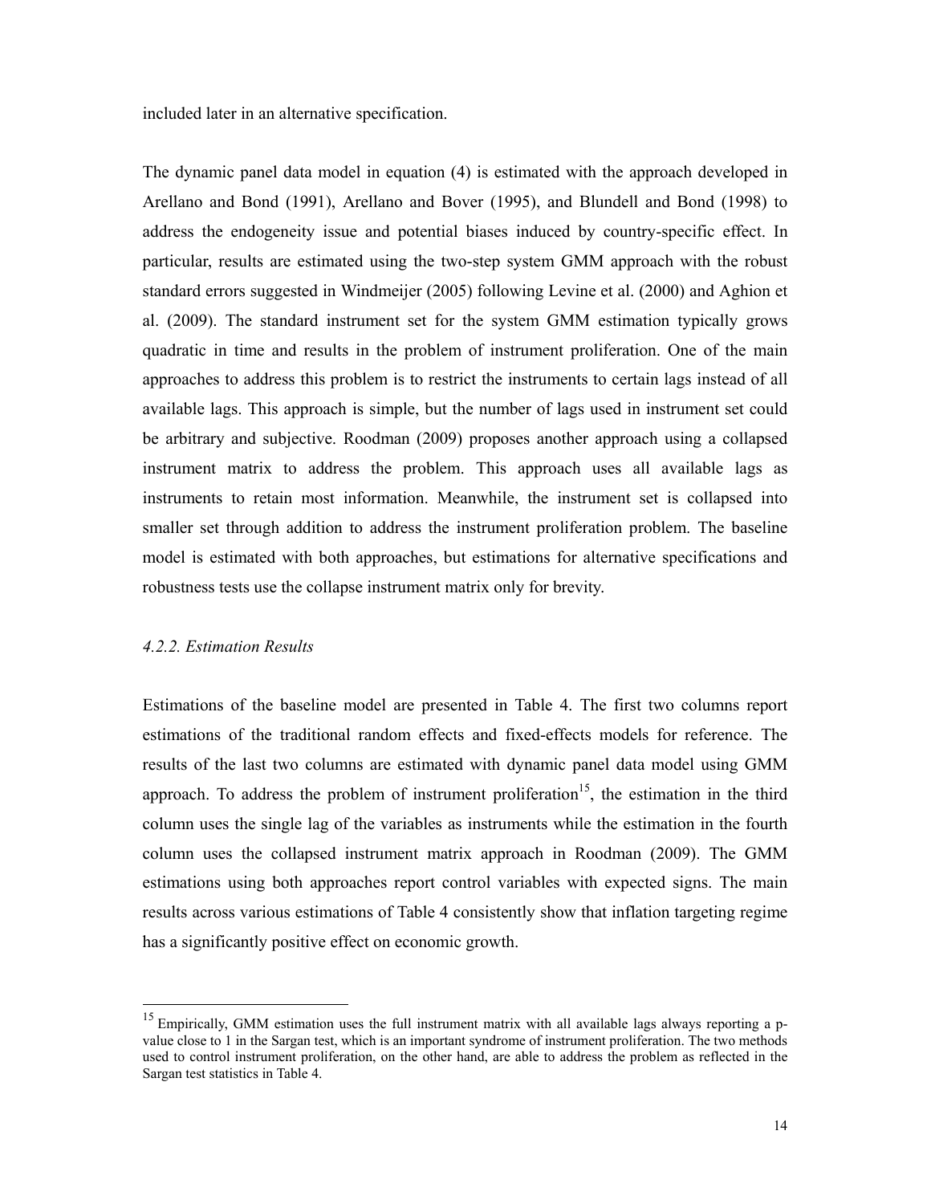included later in an alternative specification.

The dynamic panel data model in equation (4) is estimated with the approach developed in Arellano and Bond (1991), Arellano and Bover (1995), and Blundell and Bond (1998) to address the endogeneity issue and potential biases induced by country-specific effect. In particular, results are estimated using the two-step system GMM approach with the robust standard errors suggested in Windmeijer (2005) following Levine et al. (2000) and Aghion et al. (2009). The standard instrument set for the system GMM estimation typically grows quadratic in time and results in the problem of instrument proliferation. One of the main approaches to address this problem is to restrict the instruments to certain lags instead of all available lags. This approach is simple, but the number of lags used in instrument set could be arbitrary and subjective. Roodman (2009) proposes another approach using a collapsed instrument matrix to address the problem. This approach uses all available lags as instruments to retain most information. Meanwhile, the instrument set is collapsed into smaller set through addition to address the instrument proliferation problem. The baseline model is estimated with both approaches, but estimations for alternative specifications and robustness tests use the collapse instrument matrix only for brevity.

### *4.2.2. Estimation Results*

Estimations of the baseline model are presented in Table 4. The first two columns report estimations of the traditional random effects and fixed-effects models for reference. The results of the last two columns are estimated with dynamic panel data model using GMM approach. To address the problem of instrument proliferation[15], the estimation in the third column uses the single lag of the variables as instruments while the estimation in the fourth column uses the collapsed instrument matrix approach in Roodman (2009). The GMM estimations using both approaches report control variables with expected signs. The main results across various estimations of Table 4 consistently show that inflation targeting regime has a significantly positive effect on economic growth.

[15] Empirically, GMM estimation uses the full instrument matrix with all available lags always reporting a p-value close to 1 in the Sargan test, which is an important syndrome of instrument proliferation. The two methods used to control instrument proliferation, on the other hand, are able to address the problem as reflected in the Sargan test statistics in Table 4.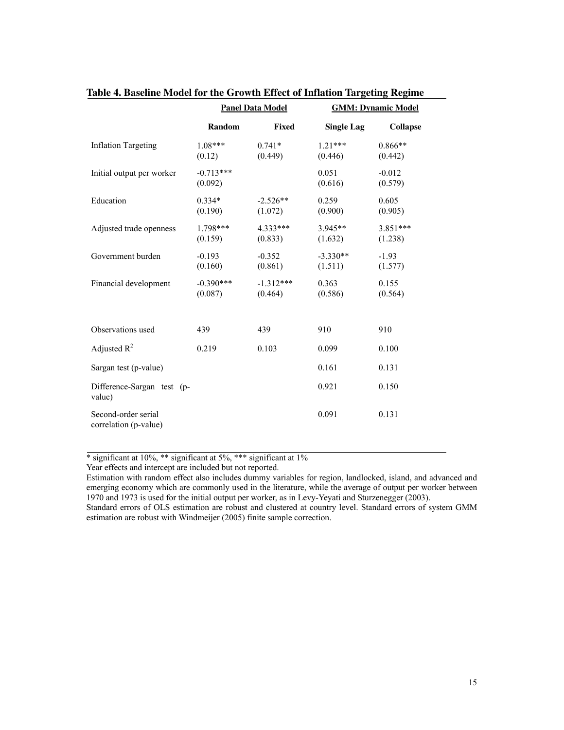**Table 4. Baseline Model for the Growth Effect of Inflation Targeting Regime**

| | Panel Data Model | | GMM: Dynamic Model | |
|---|---|---|---|---|
| | **Random** | **Fixed** | **Single Lag** | **Collapse** |
| Inflation Targeting | 1.08*** | 0.741* | 1.21*** | 0.866** |
| | (0.12) | (0.449) | (0.446) | (0.442) |
| Initial output per worker | -0.713*** | | 0.051 | -0.012 |
| | (0.092) | | (0.616) | (0.579) |
| Education | 0.334* | -2.526** | 0.259 | 0.605 |
| | (0.190) | (1.072) | (0.900) | (0.905) |
| Adjusted trade openness | 1.798*** | 4.333*** | 3.945** | 3.851*** |
| | (0.159) | (0.833) | (1.632) | (1.238) |
| Government burden | -0.193 | -0.352 | -3.330** | -1.93 |
| | (0.160) | (0.861) | (1.511) | (1.577) |
| Financial development | -0.390*** | -1.312*** | 0.363 | 0.155 |
| | (0.087) | (0.464) | (0.586) | (0.564) |
| Observations used | 439 | 439 | 910 | 910 |
| Adjusted $R^2$ | 0.219 | 0.103 | 0.099 | 0.100 |
| Sargan test (p-value) | | | 0.161 | 0.131 |
| Difference-Sargan test (p-value) | | | 0.921 | 0.150 |
| Second-order serial correlation (p-value) | | | 0.091 | 0.131 |

* significant at 10%, ** significant at 5%, *** significant at 1%

Year effects and intercept are included but not reported.

Estimation with random effect also includes dummy variables for region, landlocked, island, and advanced and emerging economy which are commonly used in the literature, while the average of output per worker between 1970 and 1973 is used for the initial output per worker, as in Levy-Yeyati and Sturzenegger (2003).

Standard errors of OLS estimation are robust and clustered at country level. Standard errors of system GMM estimation are robust with Windmeijer (2005) finite sample correction.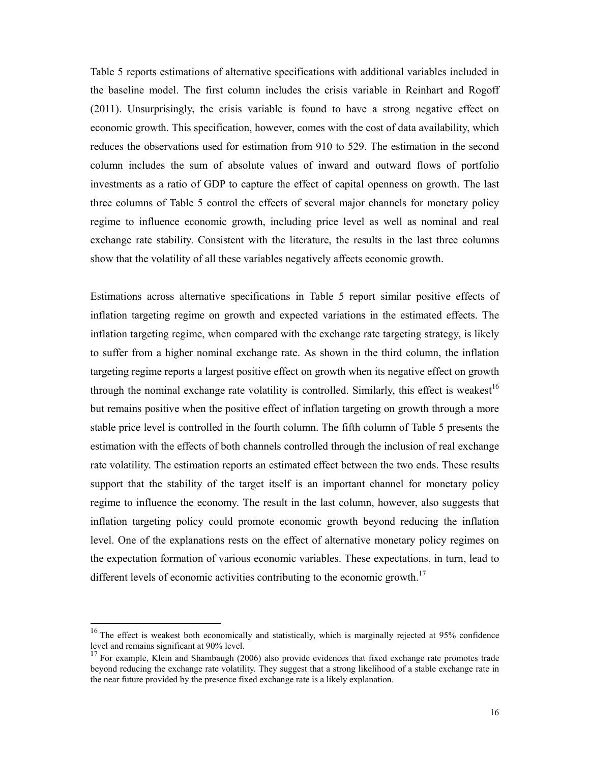Table 5 reports estimations of alternative specifications with additional variables included in the baseline model. The first column includes the crisis variable in Reinhart and Rogoff (2011). Unsurprisingly, the crisis variable is found to have a strong negative effect on economic growth. This specification, however, comes with the cost of data availability, which reduces the observations used for estimation from 910 to 529. The estimation in the second column includes the sum of absolute values of inward and outward flows of portfolio investments as a ratio of GDP to capture the effect of capital openness on growth. The last three columns of Table 5 control the effects of several major channels for monetary policy regime to influence economic growth, including price level as well as nominal and real exchange rate stability. Consistent with the literature, the results in the last three columns show that the volatility of all these variables negatively affects economic growth.

Estimations across alternative specifications in Table 5 report similar positive effects of inflation targeting regime on growth and expected variations in the estimated effects. The inflation targeting regime, when compared with the exchange rate targeting strategy, is likely to suffer from a higher nominal exchange rate. As shown in the third column, the inflation targeting regime reports a largest positive effect on growth when its negative effect on growth through the nominal exchange rate volatility is controlled. Similarly, this effect is weakest[16] but remains positive when the positive effect of inflation targeting on growth through a more stable price level is controlled in the fourth column. The fifth column of Table 5 presents the estimation with the effects of both channels controlled through the inclusion of real exchange rate volatility. The estimation reports an estimated effect between the two ends. These results support that the stability of the target itself is an important channel for monetary policy regime to influence the economy. The result in the last column, however, also suggests that inflation targeting policy could promote economic growth beyond reducing the inflation level. One of the explanations rests on the effect of alternative monetary policy regimes on the expectation formation of various economic variables. These expectations, in turn, lead to different levels of economic activities contributing to the economic growth.[17]

---

[16] The effect is weakest both economically and statistically, which is marginally rejected at 95% confidence level and remains significant at 90% level.

[17] For example, Klein and Shambaugh (2006) also provide evidences that fixed exchange rate promotes trade beyond reducing the exchange rate volatility. They suggest that a strong likelihood of a stable exchange rate in the near future provided by the presence fixed exchange rate is a likely explanation.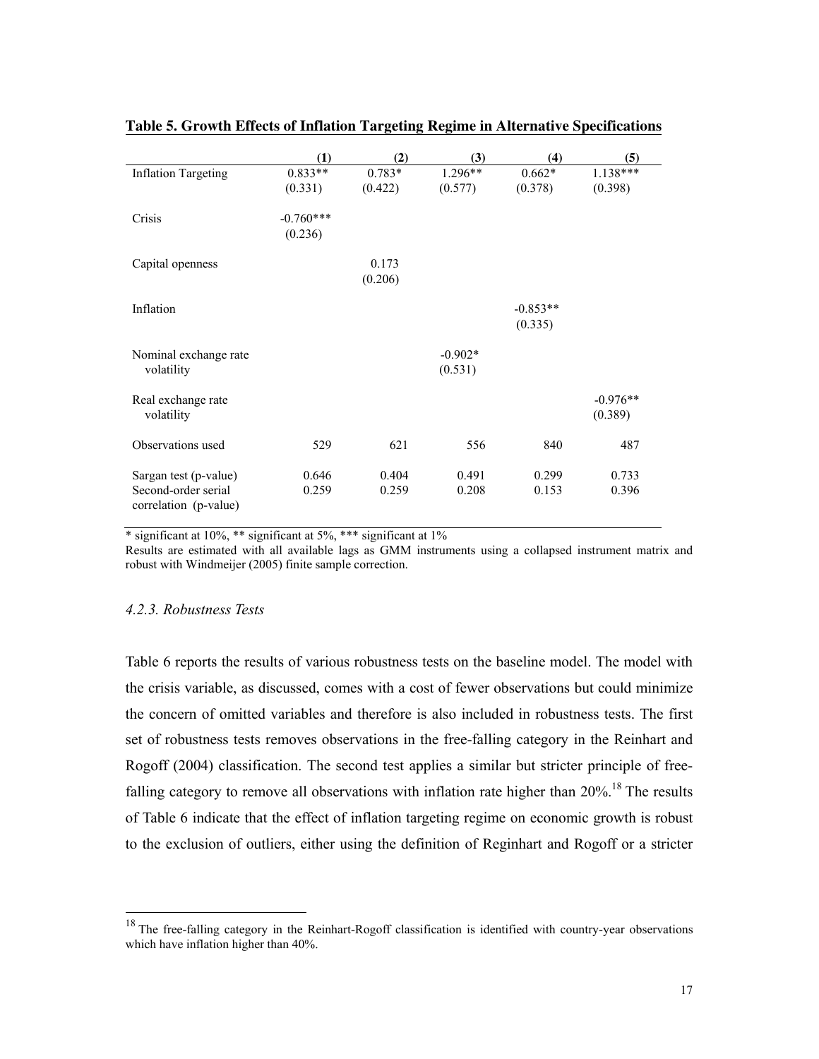**Table 5. Growth Effects of Inflation Targeting Regime in Alternative Specifications**

| | (1) | (2) | (3) | (4) | (5) |
|---|---|---|---|---|---|
| Inflation Targeting | 0.833** | 0.783* | 1.296** | 0.662* | 1.138*** |
| | (0.331) | (0.422) | (0.577) | (0.378) | (0.398) |
| Crisis | -0.760*** | | | | |
| | (0.236) | | | | |
| Capital openness | | 0.173 | | | |
| | | (0.206) | | | |
| Inflation | | | | -0.853** | |
| | | | | (0.335) | |
| Nominal exchange rate volatility | | | -0.902* | | |
| | | | (0.531) | | |
| Real exchange rate volatility | | | | | -0.976** |
| | | | | | (0.389) |
| Observations used | 529 | 621 | 556 | 840 | 487 |
| Sargan test (p-value) | 0.646 | 0.404 | 0.491 | 0.299 | 0.733 |
| Second-order serial correlation (p-value) | 0.259 | 0.259 | 0.208 | 0.153 | 0.396 |

* significant at 10%, ** significant at 5%, *** significant at 1%

Results are estimated with all available lags as GMM instruments using a collapsed instrument matrix and robust with Windmeijer (2005) finite sample correction.

### *4.2.3. Robustness Tests*

Table 6 reports the results of various robustness tests on the baseline model. The model with the crisis variable, as discussed, comes with a cost of fewer observations but could minimize the concern of omitted variables and therefore is also included in robustness tests. The first set of robustness tests removes observations in the free-falling category in the Reinhart and Rogoff (2004) classification. The second test applies a similar but stricter principle of free-falling category to remove all observations with inflation rate higher than 20%.[18] The results of Table 6 indicate that the effect of inflation targeting regime on economic growth is robust to the exclusion of outliers, either using the definition of Reginhart and Rogoff or a stricter

[18] The free-falling category in the Reinhart-Rogoff classification is identified with country-year observations which have inflation higher than 40%.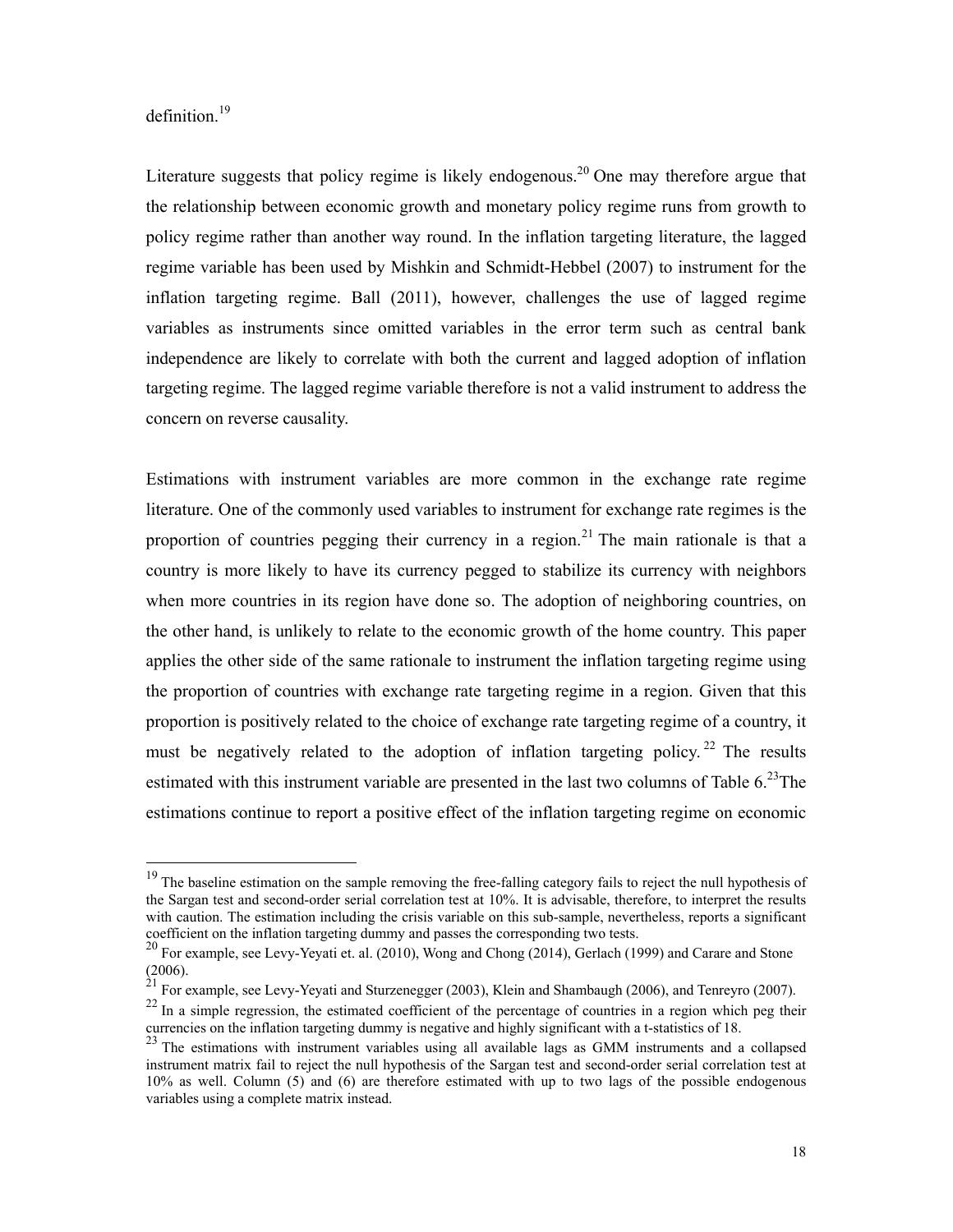definition.[19]

Literature suggests that policy regime is likely endogenous.[20] One may therefore argue that the relationship between economic growth and monetary policy regime runs from growth to policy regime rather than another way round. In the inflation targeting literature, the lagged regime variable has been used by Mishkin and Schmidt-Hebbel (2007) to instrument for the inflation targeting regime. Ball (2011), however, challenges the use of lagged regime variables as instruments since omitted variables in the error term such as central bank independence are likely to correlate with both the current and lagged adoption of inflation targeting regime. The lagged regime variable therefore is not a valid instrument to address the concern on reverse causality.

Estimations with instrument variables are more common in the exchange rate regime literature. One of the commonly used variables to instrument for exchange rate regimes is the proportion of countries pegging their currency in a region.[21] The main rationale is that a country is more likely to have its currency pegged to stabilize its currency with neighbors when more countries in its region have done so. The adoption of neighboring countries, on the other hand, is unlikely to relate to the economic growth of the home country. This paper applies the other side of the same rationale to instrument the inflation targeting regime using the proportion of countries with exchange rate targeting regime in a region. Given that this proportion is positively related to the choice of exchange rate targeting regime of a country, it must be negatively related to the adoption of inflation targeting policy.[22] The results estimated with this instrument variable are presented in the last two columns of Table 6.[23] The estimations continue to report a positive effect of the inflation targeting regime on economic

---

[19] The baseline estimation on the sample removing the free-falling category fails to reject the null hypothesis of the Sargan test and second-order serial correlation test at 10%. It is advisable, therefore, to interpret the results with caution. The estimation including the crisis variable on this sub-sample, nevertheless, reports a significant coefficient on the inflation targeting dummy and passes the corresponding two tests.

[20] For example, see Levy-Yeyati et. al. (2010), Wong and Chong (2014), Gerlach (1999) and Carare and Stone (2006).

[21] For example, see Levy-Yeyati and Sturzenegger (2003), Klein and Shambaugh (2006), and Tenreyro (2007).

[22] In a simple regression, the estimated coefficient of the percentage of countries in a region which peg their currencies on the inflation targeting dummy is negative and highly significant with a t-statistics of 18.

[23] The estimations with instrument variables using all available lags as GMM instruments and a collapsed instrument matrix fail to reject the null hypothesis of the Sargan test and second-order serial correlation test at 10% as well. Column (5) and (6) are therefore estimated with up to two lags of the possible endogenous variables using a complete matrix instead.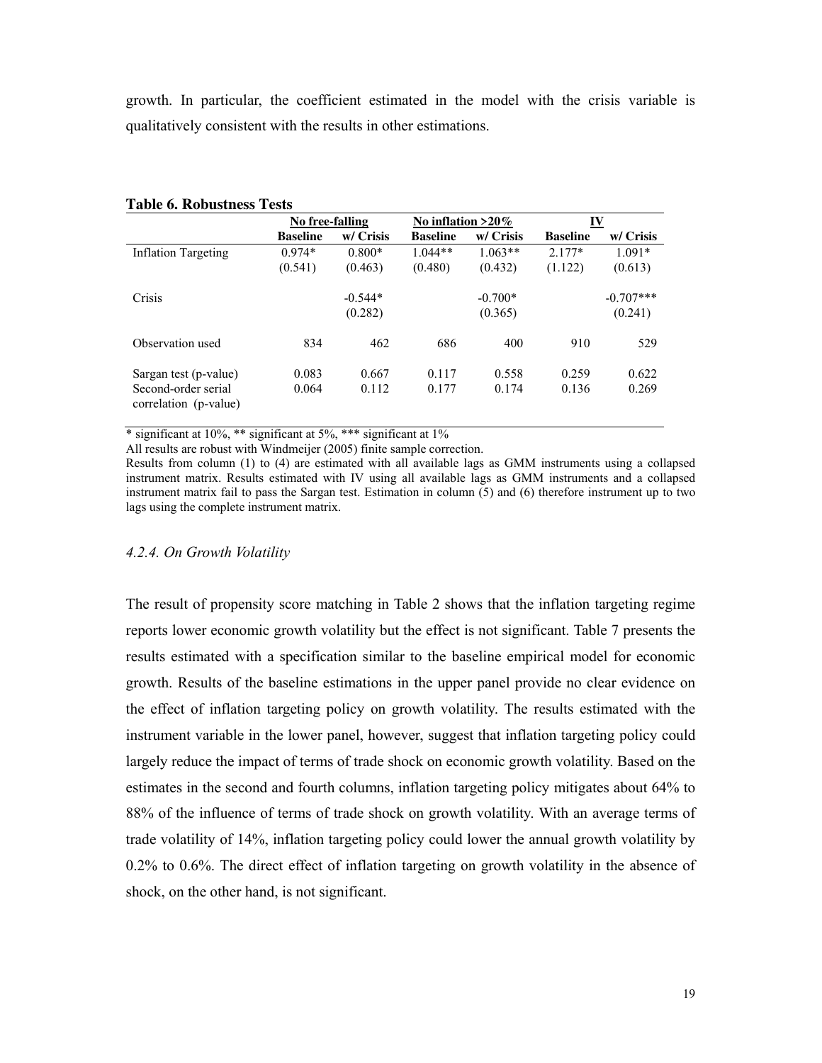growth. In particular, the coefficient estimated in the model with the crisis variable is qualitatively consistent with the results in other estimations.

**Table 6. Robustness Tests**

| | No free-falling | | No inflation >20% | | IV | |
|---|---|---|---|---|---|---|
| | **Baseline** | **w/ Crisis** | **Baseline** | **w/ Crisis** | **Baseline** | **w/ Crisis** |
| Inflation Targeting | 0.974* | 0.800* | 1.044** | 1.063** | 2.177* | 1.091* |
| | (0.541) | (0.463) | (0.480) | (0.432) | (1.122) | (0.613) |
| Crisis | | -0.544* | | -0.700* | | -0.707*** |
| | | (0.282) | | (0.365) | | (0.241) |
| Observation used | 834 | 462 | 686 | 400 | 910 | 529 |
| Sargan test (p-value) | 0.083 | 0.667 | 0.117 | 0.558 | 0.259 | 0.622 |
| Second-order serial correlation (p-value) | 0.064 | 0.112 | 0.177 | 0.174 | 0.136 | 0.269 |

* significant at 10%, ** significant at 5%, *** significant at 1%

All results are robust with Windmeijer (2005) finite sample correction.

Results from column (1) to (4) are estimated with all available lags as GMM instruments using a collapsed instrument matrix. Results estimated with IV using all available lags as GMM instruments and a collapsed instrument matrix fail to pass the Sargan test. Estimation in column (5) and (6) therefore instrument up to two lags using the complete instrument matrix.

#### *4.2.4. On Growth Volatility*

The result of propensity score matching in Table 2 shows that the inflation targeting regime reports lower economic growth volatility but the effect is not significant. Table 7 presents the results estimated with a specification similar to the baseline empirical model for economic growth. Results of the baseline estimations in the upper panel provide no clear evidence on the effect of inflation targeting policy on growth volatility. The results estimated with the instrument variable in the lower panel, however, suggest that inflation targeting policy could largely reduce the impact of terms of trade shock on economic growth volatility. Based on the estimates in the second and fourth columns, inflation targeting policy mitigates about 64% to 88% of the influence of terms of trade shock on growth volatility. With an average terms of trade volatility of 14%, inflation targeting policy could lower the annual growth volatility by 0.2% to 0.6%. The direct effect of inflation targeting on growth volatility in the absence of shock, on the other hand, is not significant.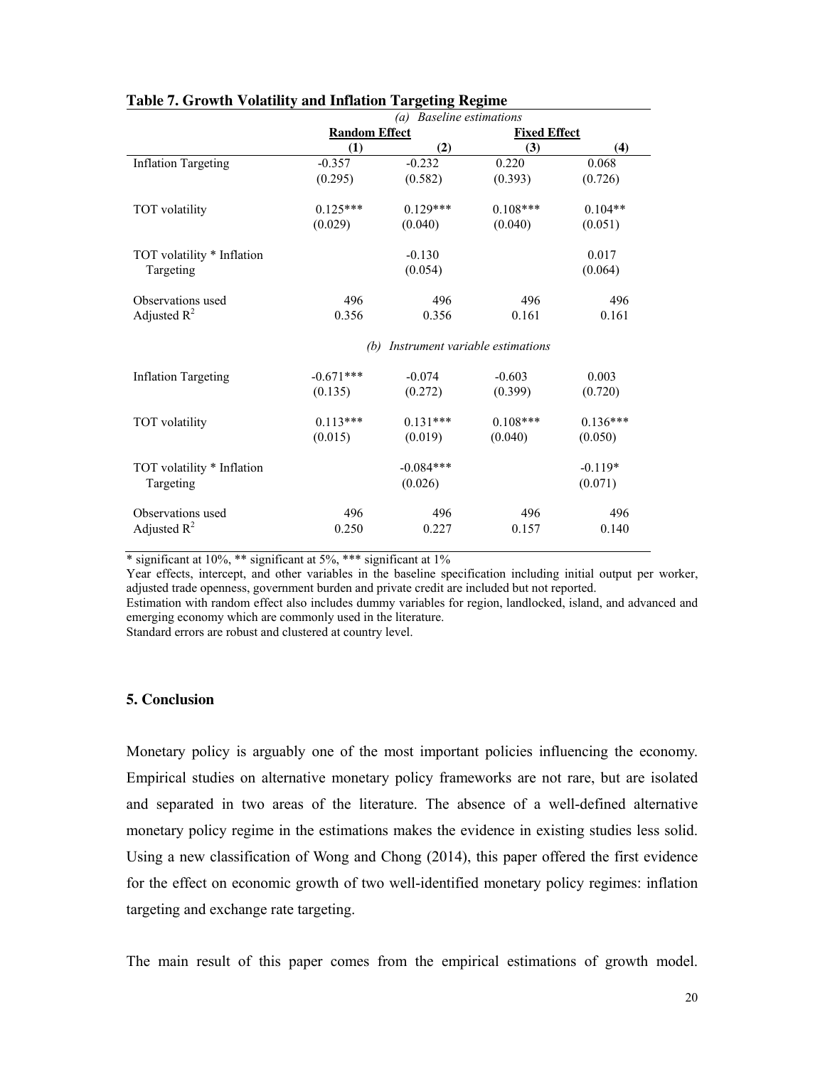**Table 7. Growth Volatility and Inflation Targeting Regime**

| | Random Effect | | Fixed Effect | |
|---|---|---|---|---|
| | (1) | (2) | (3) | (4) |
| *(a) Baseline estimations* | | | | |
| Inflation Targeting | -0.357 | -0.232 | 0.220 | 0.068 |
| | (0.295) | (0.582) | (0.393) | (0.726) |
| TOT volatility | 0.125*** | 0.129*** | 0.108*** | 0.104** |
| | (0.029) | (0.040) | (0.040) | (0.051) |
| TOT volatility * Inflation Targeting | | -0.130 | | 0.017 |
| | | (0.054) | | (0.064) |
| Observations used | 496 | 496 | 496 | 496 |
| Adjusted $R^2$ | 0.356 | 0.356 | 0.161 | 0.161 |
| *(b) Instrument variable estimations* | | | | |
| Inflation Targeting | -0.671*** | -0.074 | -0.603 | 0.003 |
| | (0.135) | (0.272) | (0.399) | (0.720) |
| TOT volatility | 0.113*** | 0.131*** | 0.108*** | 0.136*** |
| | (0.015) | (0.019) | (0.040) | (0.050) |
| TOT volatility * Inflation Targeting | | -0.084*** | | -0.119* |
| | | (0.026) | | (0.071) |
| Observations used | 496 | 496 | 496 | 496 |
| Adjusted $R^2$ | 0.250 | 0.227 | 0.157 | 0.140 |

\* significant at 10%, ** significant at 5%, *** significant at 1%

Year effects, intercept, and other variables in the baseline specification including initial output per worker, adjusted trade openness, government burden and private credit are included but not reported.

Estimation with random effect also includes dummy variables for region, landlocked, island, and advanced and emerging economy which are commonly used in the literature.

Standard errors are robust and clustered at country level.

## 5. Conclusion

Monetary policy is arguably one of the most important policies influencing the economy. Empirical studies on alternative monetary policy frameworks are not rare, but are isolated and separated in two areas of the literature. The absence of a well-defined alternative monetary policy regime in the estimations makes the evidence in existing studies less solid. Using a new classification of Wong and Chong (2014), this paper offered the first evidence for the effect on economic growth of two well-identified monetary policy regimes: inflation targeting and exchange rate targeting.

The main result of this paper comes from the empirical estimations of growth model.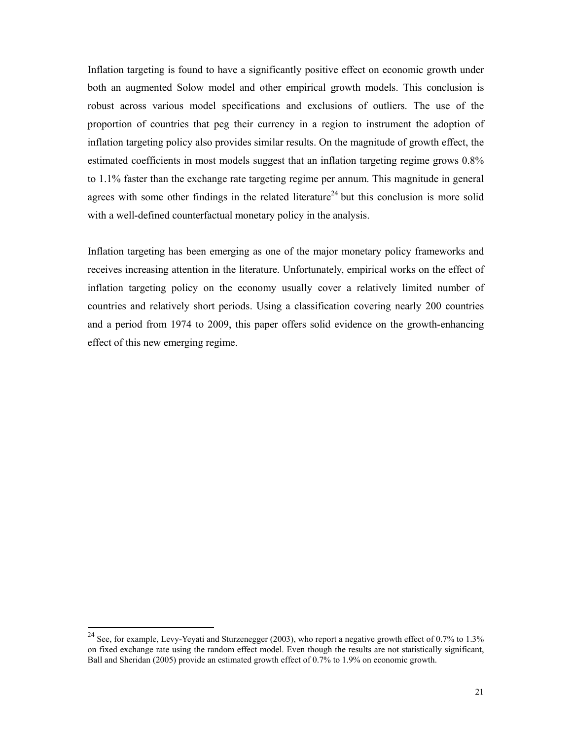Inflation targeting is found to have a significantly positive effect on economic growth under both an augmented Solow model and other empirical growth models. This conclusion is robust across various model specifications and exclusions of outliers. The use of the proportion of countries that peg their currency in a region to instrument the adoption of inflation targeting policy also provides similar results. On the magnitude of growth effect, the estimated coefficients in most models suggest that an inflation targeting regime grows 0.8% to 1.1% faster than the exchange rate targeting regime per annum. This magnitude in general agrees with some other findings in the related literature[24] but this conclusion is more solid with a well-defined counterfactual monetary policy in the analysis.

Inflation targeting has been emerging as one of the major monetary policy frameworks and receives increasing attention in the literature. Unfortunately, empirical works on the effect of inflation targeting policy on the economy usually cover a relatively limited number of countries and relatively short periods. Using a classification covering nearly 200 countries and a period from 1974 to 2009, this paper offers solid evidence on the growth-enhancing effect of this new emerging regime.

---

[24] See, for example, Levy-Yeyati and Sturzenegger (2003), who report a negative growth effect of 0.7% to 1.3% on fixed exchange rate using the random effect model. Even though the results are not statistically significant, Ball and Sheridan (2005) provide an estimated growth effect of 0.7% to 1.9% on economic growth.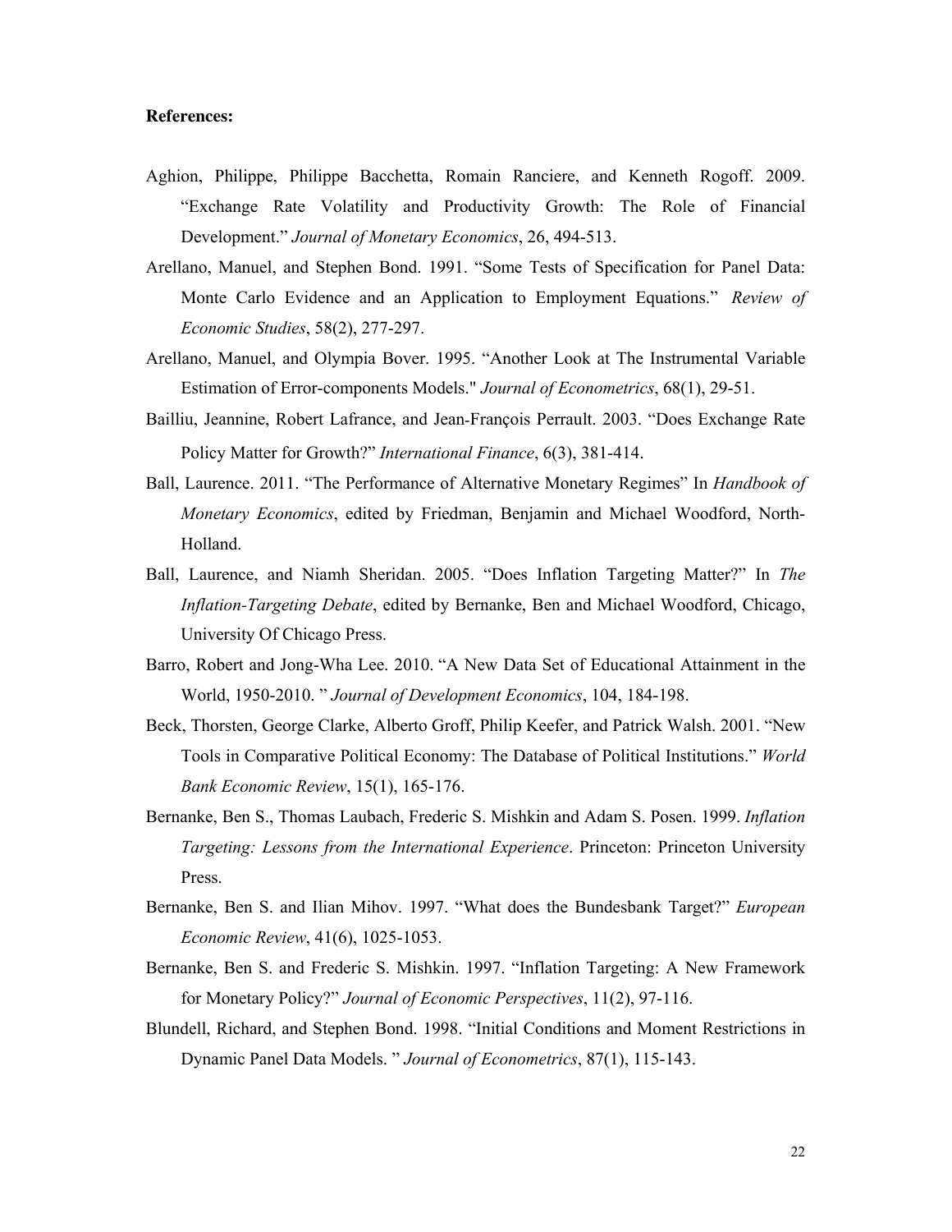**References:**

Aghion, Philippe, Philippe Bacchetta, Romain Ranciere, and Kenneth Rogoff. 2009. "Exchange Rate Volatility and Productivity Growth: The Role of Financial Development." *Journal of Monetary Economics*, 26, 494-513.

Arellano, Manuel, and Stephen Bond. 1991. "Some Tests of Specification for Panel Data: Monte Carlo Evidence and an Application to Employment Equations." *Review of Economic Studies*, 58(2), 277-297.

Arellano, Manuel, and Olympia Bover. 1995. "Another Look at The Instrumental Variable Estimation of Error-components Models." *Journal of Econometrics*, 68(1), 29-51.

Bailliu, Jeannine, Robert Lafrance, and Jean-François Perrault. 2003. "Does Exchange Rate Policy Matter for Growth?" *International Finance*, 6(3), 381-414.

Ball, Laurence. 2011. "The Performance of Alternative Monetary Regimes" In *Handbook of Monetary Economics*, edited by Friedman, Benjamin and Michael Woodford, North-Holland.

Ball, Laurence, and Niamh Sheridan. 2005. "Does Inflation Targeting Matter?" In *The Inflation-Targeting Debate*, edited by Bernanke, Ben and Michael Woodford, Chicago, University Of Chicago Press.

Barro, Robert and Jong-Wha Lee. 2010. "A New Data Set of Educational Attainment in the World, 1950-2010. " *Journal of Development Economics*, 104, 184-198.

Beck, Thorsten, George Clarke, Alberto Groff, Philip Keefer, and Patrick Walsh. 2001. "New Tools in Comparative Political Economy: The Database of Political Institutions." *World Bank Economic Review*, 15(1), 165-176.

Bernanke, Ben S., Thomas Laubach, Frederic S. Mishkin and Adam S. Posen. 1999. *Inflation Targeting: Lessons from the International Experience*. Princeton: Princeton University Press.

Bernanke, Ben S. and Ilian Mihov. 1997. "What does the Bundesbank Target?" *European Economic Review*, 41(6), 1025-1053.

Bernanke, Ben S. and Frederic S. Mishkin. 1997. "Inflation Targeting: A New Framework for Monetary Policy?" *Journal of Economic Perspectives*, 11(2), 97-116.

Blundell, Richard, and Stephen Bond. 1998. "Initial Conditions and Moment Restrictions in Dynamic Panel Data Models. " *Journal of Econometrics*, 87(1), 115-143.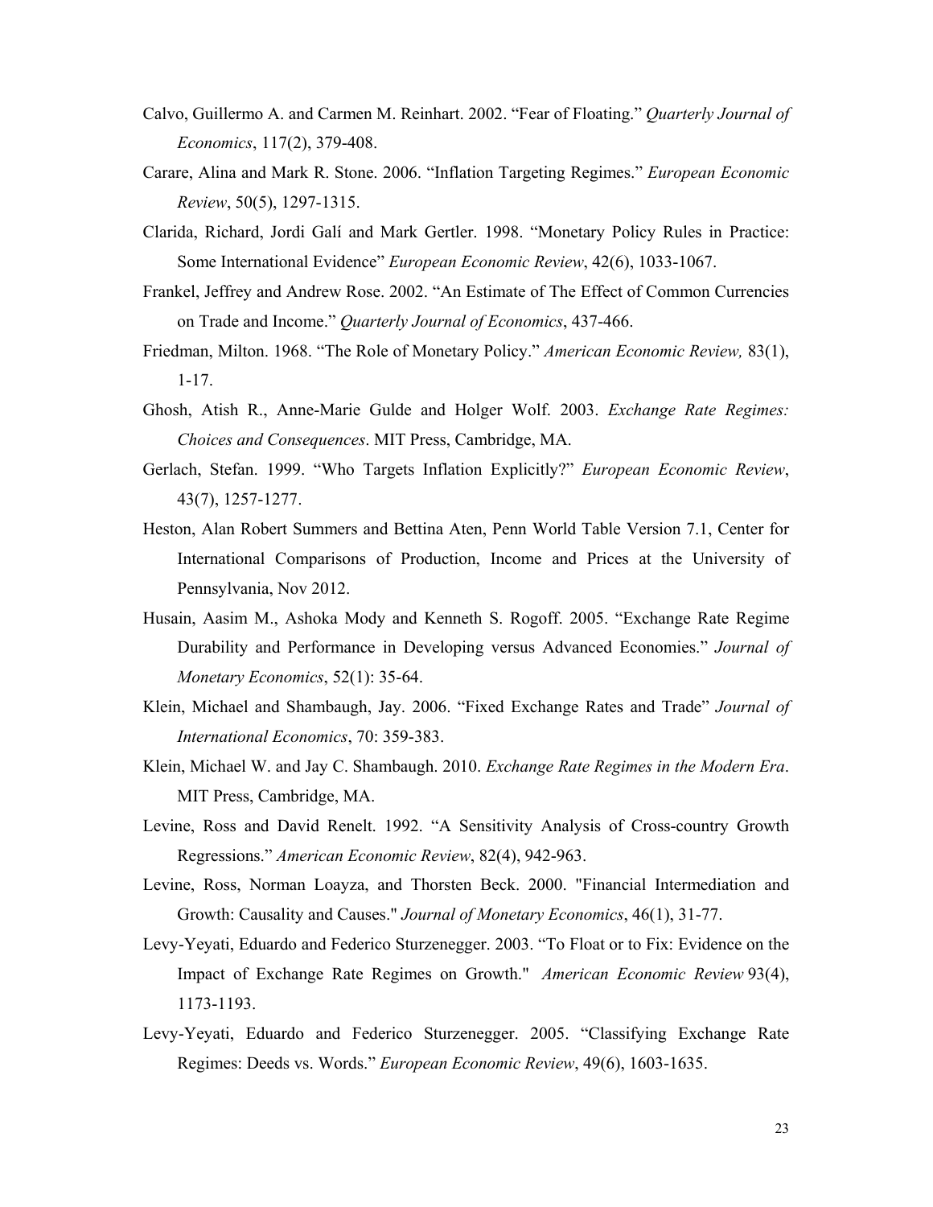Calvo, Guillermo A. and Carmen M. Reinhart. 2002. "Fear of Floating." *Quarterly Journal of Economics*, 117(2), 379-408.

Carare, Alina and Mark R. Stone. 2006. "Inflation Targeting Regimes." *European Economic Review*, 50(5), 1297-1315.

Clarida, Richard, Jordi Galí and Mark Gertler. 1998. "Monetary Policy Rules in Practice: Some International Evidence" *European Economic Review*, 42(6), 1033-1067.

Frankel, Jeffrey and Andrew Rose. 2002. "An Estimate of The Effect of Common Currencies on Trade and Income." *Quarterly Journal of Economics*, 437-466.

Friedman, Milton. 1968. "The Role of Monetary Policy." *American Economic Review,* 83(1), 1-17.

Ghosh, Atish R., Anne-Marie Gulde and Holger Wolf. 2003. *Exchange Rate Regimes: Choices and Consequences*. MIT Press, Cambridge, MA.

Gerlach, Stefan. 1999. "Who Targets Inflation Explicitly?" *European Economic Review*, 43(7), 1257-1277.

Heston, Alan Robert Summers and Bettina Aten, Penn World Table Version 7.1, Center for International Comparisons of Production, Income and Prices at the University of Pennsylvania, Nov 2012.

Husain, Aasim M., Ashoka Mody and Kenneth S. Rogoff. 2005. "Exchange Rate Regime Durability and Performance in Developing versus Advanced Economies." *Journal of Monetary Economics*, 52(1): 35-64.

Klein, Michael and Shambaugh, Jay. 2006. "Fixed Exchange Rates and Trade" *Journal of International Economics*, 70: 359-383.

Klein, Michael W. and Jay C. Shambaugh. 2010. *Exchange Rate Regimes in the Modern Era*. MIT Press, Cambridge, MA.

Levine, Ross and David Renelt. 1992. "A Sensitivity Analysis of Cross-country Growth Regressions." *American Economic Review*, 82(4), 942-963.

Levine, Ross, Norman Loayza, and Thorsten Beck. 2000. "Financial Intermediation and Growth: Causality and Causes." *Journal of Monetary Economics*, 46(1), 31-77.

Levy-Yeyati, Eduardo and Federico Sturzenegger. 2003. "To Float or to Fix: Evidence on the Impact of Exchange Rate Regimes on Growth." *American Economic Review* 93(4), 1173-1193.

Levy-Yeyati, Eduardo and Federico Sturzenegger. 2005. "Classifying Exchange Rate Regimes: Deeds vs. Words." *European Economic Review*, 49(6), 1603-1635.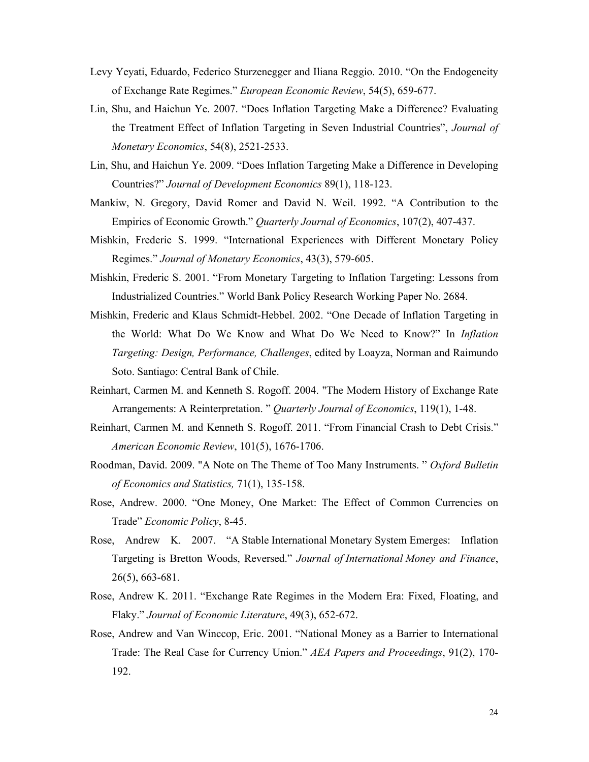Levy Yeyati, Eduardo, Federico Sturzenegger and Iliana Reggio. 2010. "On the Endogeneity of Exchange Rate Regimes." *European Economic Review*, 54(5), 659-677.

Lin, Shu, and Haichun Ye. 2007. "Does Inflation Targeting Make a Difference? Evaluating the Treatment Effect of Inflation Targeting in Seven Industrial Countries", *Journal of Monetary Economics*, 54(8), 2521-2533.

Lin, Shu, and Haichun Ye. 2009. "Does Inflation Targeting Make a Difference in Developing Countries?" *Journal of Development Economics* 89(1), 118-123.

Mankiw, N. Gregory, David Romer and David N. Weil. 1992. "A Contribution to the Empirics of Economic Growth." *Quarterly Journal of Economics*, 107(2), 407-437.

Mishkin, Frederic S. 1999. "International Experiences with Different Monetary Policy Regimes." *Journal of Monetary Economics*, 43(3), 579-605.

Mishkin, Frederic S. 2001. "From Monetary Targeting to Inflation Targeting: Lessons from Industrialized Countries." World Bank Policy Research Working Paper No. 2684.

Mishkin, Frederic and Klaus Schmidt-Hebbel. 2002. "One Decade of Inflation Targeting in the World: What Do We Know and What Do We Need to Know?" In *Inflation Targeting: Design, Performance, Challenges*, edited by Loayza, Norman and Raimundo Soto. Santiago: Central Bank of Chile.

Reinhart, Carmen M. and Kenneth S. Rogoff. 2004. "The Modern History of Exchange Rate Arrangements: A Reinterpretation. " *Quarterly Journal of Economics*, 119(1), 1-48.

Reinhart, Carmen M. and Kenneth S. Rogoff. 2011. "From Financial Crash to Debt Crisis." *American Economic Review*, 101(5), 1676-1706.

Roodman, David. 2009. "A Note on The Theme of Too Many Instruments. " *Oxford Bulletin of Economics and Statistics,* 71(1), 135-158.

Rose, Andrew. 2000. "One Money, One Market: The Effect of Common Currencies on Trade" *Economic Policy*, 8-45.

Rose, Andrew K. 2007. "A Stable International Monetary System Emerges: Inflation Targeting is Bretton Woods, Reversed." *Journal of International Money and Finance*, 26(5), 663-681.

Rose, Andrew K. 2011. "Exchange Rate Regimes in the Modern Era: Fixed, Floating, and Flaky." *Journal of Economic Literature*, 49(3), 652-672.

Rose, Andrew and Van Winccop, Eric. 2001. "National Money as a Barrier to International Trade: The Real Case for Currency Union." *AEA Papers and Proceedings*, 91(2), 170-192.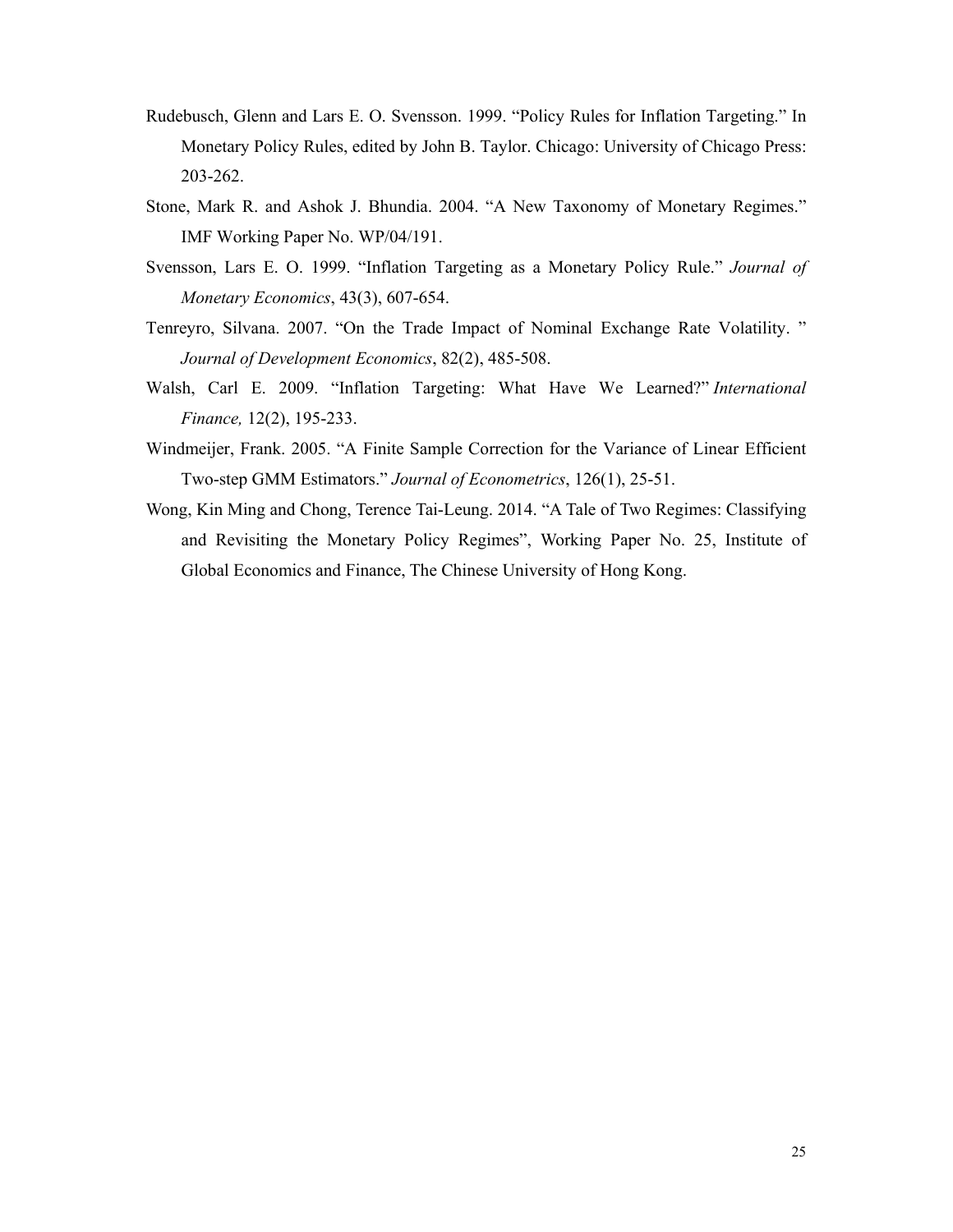Rudebusch, Glenn and Lars E. O. Svensson. 1999. "Policy Rules for Inflation Targeting." In Monetary Policy Rules, edited by John B. Taylor. Chicago: University of Chicago Press: 203-262.

Stone, Mark R. and Ashok J. Bhundia. 2004. "A New Taxonomy of Monetary Regimes." IMF Working Paper No. WP/04/191.

Svensson, Lars E. O. 1999. "Inflation Targeting as a Monetary Policy Rule." *Journal of Monetary Economics*, 43(3), 607-654.

Tenreyro, Silvana. 2007. "On the Trade Impact of Nominal Exchange Rate Volatility. " *Journal of Development Economics*, 82(2), 485-508.

Walsh, Carl E. 2009. "Inflation Targeting: What Have We Learned?" *International Finance,* 12(2), 195-233.

Windmeijer, Frank. 2005. "A Finite Sample Correction for the Variance of Linear Efficient Two-step GMM Estimators." *Journal of Econometrics*, 126(1), 25-51.

Wong, Kin Ming and Chong, Terence Tai-Leung. 2014. "A Tale of Two Regimes: Classifying and Revisiting the Monetary Policy Regimes", Working Paper No. 25, Institute of Global Economics and Finance, The Chinese University of Hong Kong.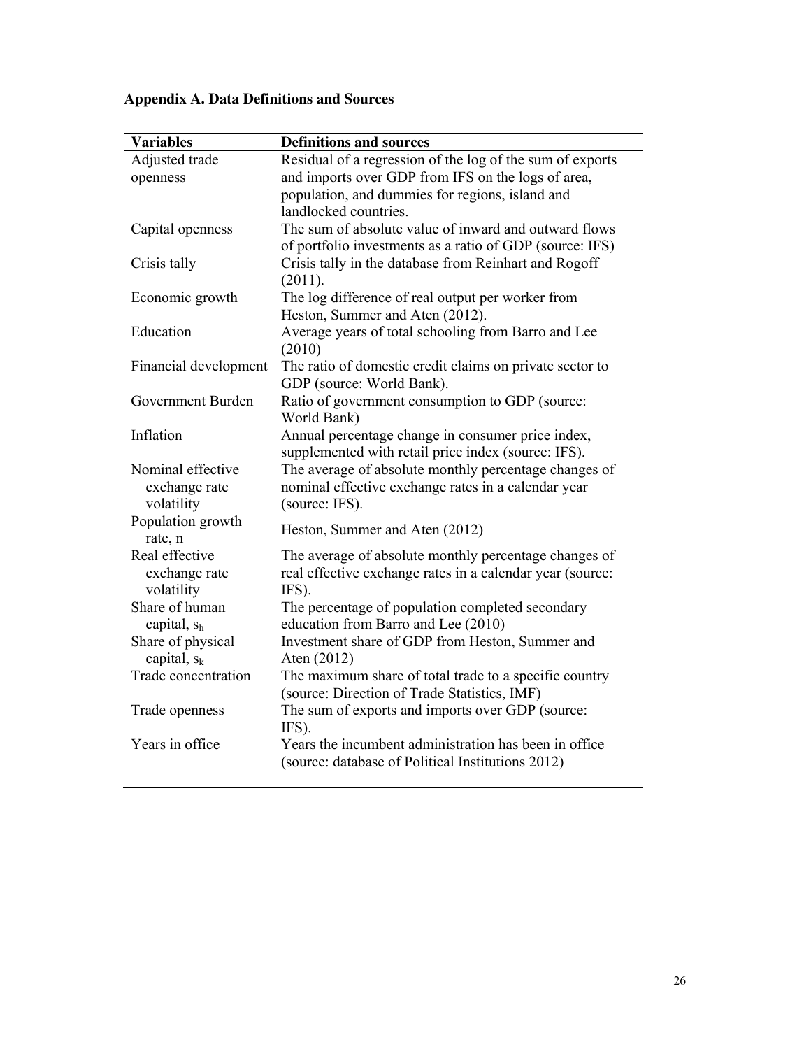**Appendix A. Data Definitions and Sources**

| Variables | Definitions and sources |
|---|---|
| Adjusted trade openness | Residual of a regression of the log of the sum of exports and imports over GDP from IFS on the logs of area, population, and dummies for regions, island and landlocked countries. |
| Capital openness | The sum of absolute value of inward and outward flows of portfolio investments as a ratio of GDP (source: IFS) |
| Crisis tally | Crisis tally in the database from Reinhart and Rogoff (2011). |
| Economic growth | The log difference of real output per worker from Heston, Summer and Aten (2012). |
| Education | Average years of total schooling from Barro and Lee (2010) |
| Financial development | The ratio of domestic credit claims on private sector to GDP (source: World Bank). |
| Government Burden | Ratio of government consumption to GDP (source: World Bank) |
| Inflation | Annual percentage change in consumer price index, supplemented with retail price index (source: IFS). |
| Nominal effective exchange rate volatility | The average of absolute monthly percentage changes of nominal effective exchange rates in a calendar year (source: IFS). |
| Population growth rate, n | Heston, Summer and Aten (2012) |
| Real effective exchange rate volatility | The average of absolute monthly percentage changes of real effective exchange rates in a calendar year (source: IFS). |
| Share of human capital, $s_h$ | The percentage of population completed secondary education from Barro and Lee (2010) |
| Share of physical capital, $s_k$ | Investment share of GDP from Heston, Summer and Aten (2012) |
| Trade concentration | The maximum share of total trade to a specific country (source: Direction of Trade Statistics, IMF) |
| Trade openness | The sum of exports and imports over GDP (source: IFS). |
| Years in office | Years the incumbent administration has been in office (source: database of Political Institutions 2012) |